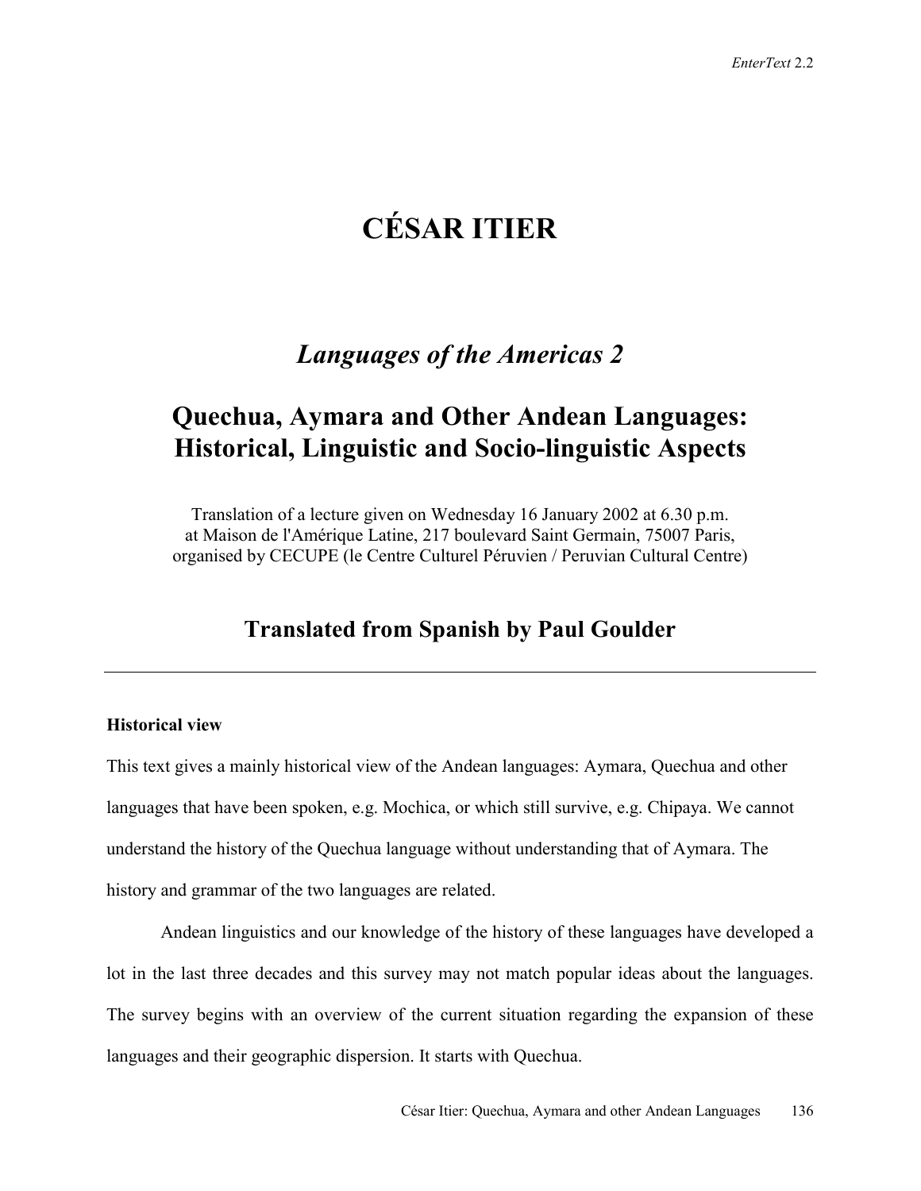# CÉSAR ITIER

## *Languages of the Americas 2*

## Quechua, Aymara and Other Andean Languages: Historical, Linguistic and Socio-linguistic Aspects

Translation of a lecture given on Wednesday 16 January 2002 at 6.30 p.m. at Maison de l'Amérique Latine, 217 boulevard Saint Germain, 75007 Paris, organised by CECUPE (le Centre Culturel Péruvien / Peruvian Cultural Centre)

### Translated from Spanish by Paul Goulder

---

**Historical view**

This text gives a mainly historical view of the Andean languages: Aymara, Quechua and other languages that have been spoken, e.g. Mochica, or which still survive, e.g. Chipaya. We cannot understand the history of the Quechua language without understanding that of Aymara. The history and grammar of the two languages are related.

Andean linguistics and our knowledge of the history of these languages have developed a lot in the last three decades and this survey may not match popular ideas about the languages. The survey begins with an overview of the current situation regarding the expansion of these languages and their geographic dispersion. It starts with Quechua.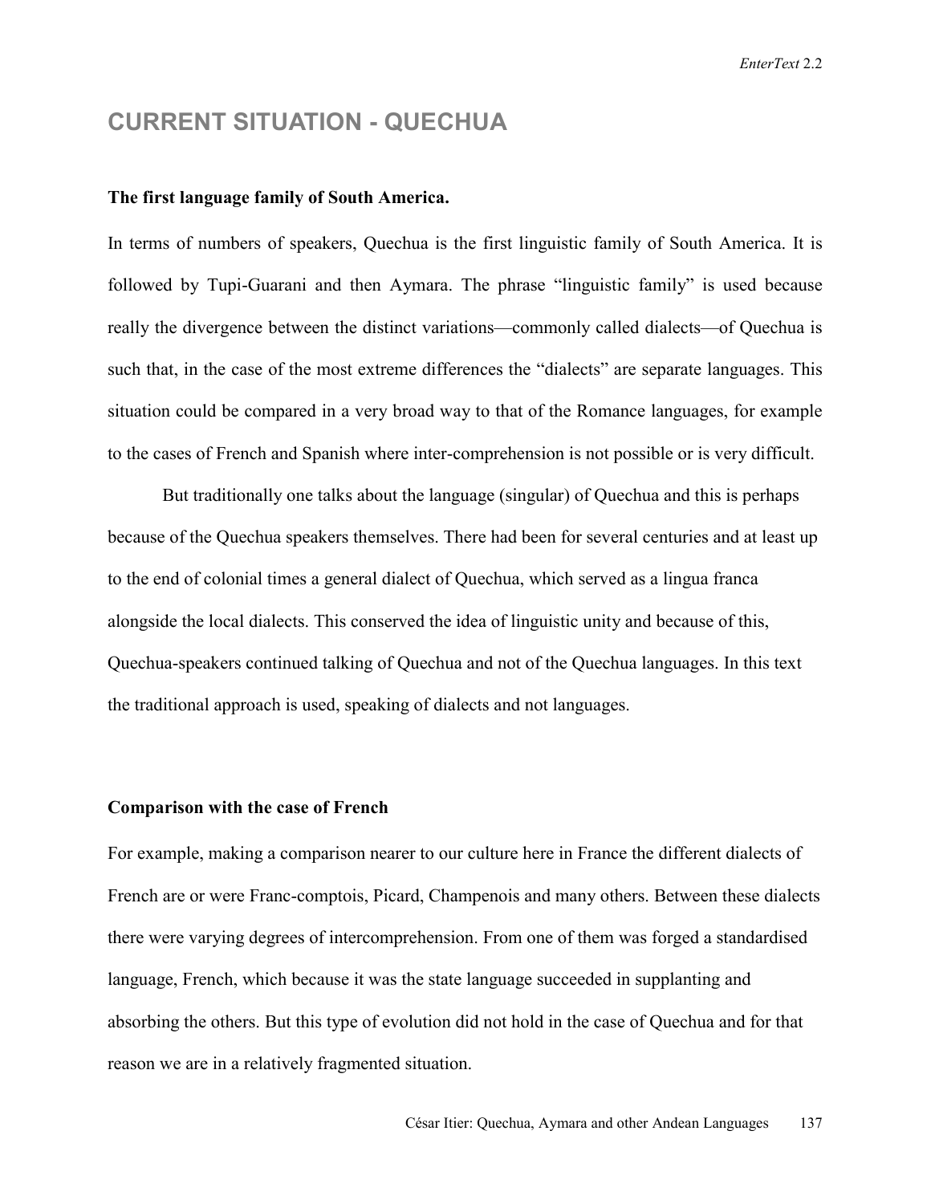## CURRENT SITUATION - QUECHUA

**The first language family of South America.**

In terms of numbers of speakers, Quechua is the first linguistic family of South America. It is followed by Tupi-Guarani and then Aymara. The phrase "linguistic family" is used because really the divergence between the distinct variations—commonly called dialects—of Quechua is such that, in the case of the most extreme differences the "dialects" are separate languages. This situation could be compared in a very broad way to that of the Romance languages, for example to the cases of French and Spanish where inter-comprehension is not possible or is very difficult.

But traditionally one talks about the language (singular) of Quechua and this is perhaps because of the Quechua speakers themselves. There had been for several centuries and at least up to the end of colonial times a general dialect of Quechua, which served as a lingua franca alongside the local dialects. This conserved the idea of linguistic unity and because of this, Quechua-speakers continued talking of Quechua and not of the Quechua languages. In this text the traditional approach is used, speaking of dialects and not languages.

**Comparison with the case of French**

For example, making a comparison nearer to our culture here in France the different dialects of French are or were Franc-comptois, Picard, Champenois and many others. Between these dialects there were varying degrees of intercomprehension. From one of them was forged a standardised language, French, which because it was the state language succeeded in supplanting and absorbing the others. But this type of evolution did not hold in the case of Quechua and for that reason we are in a relatively fragmented situation.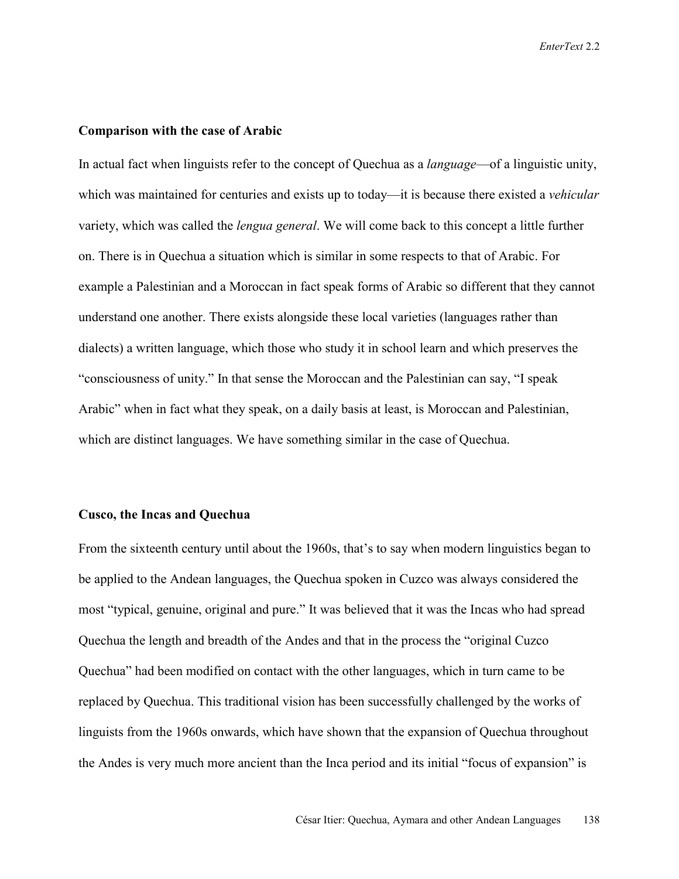## Comparison with the case of Arabic

In actual fact when linguists refer to the concept of Quechua as a *language*—of a linguistic unity, which was maintained for centuries and exists up to today—it is because there existed a *vehicular* variety, which was called the *lengua general*. We will come back to this concept a little further on. There is in Quechua a situation which is similar in some respects to that of Arabic. For example a Palestinian and a Moroccan in fact speak forms of Arabic so different that they cannot understand one another. There exists alongside these local varieties (languages rather than dialects) a written language, which those who study it in school learn and which preserves the "consciousness of unity." In that sense the Moroccan and the Palestinian can say, "I speak Arabic" when in fact what they speak, on a daily basis at least, is Moroccan and Palestinian, which are distinct languages. We have something similar in the case of Quechua.

## Cusco, the Incas and Quechua

From the sixteenth century until about the 1960s, that's to say when modern linguistics began to be applied to the Andean languages, the Quechua spoken in Cuzco was always considered the most "typical, genuine, original and pure." It was believed that it was the Incas who had spread Quechua the length and breadth of the Andes and that in the process the "original Cuzco Quechua" had been modified on contact with the other languages, which in turn came to be replaced by Quechua. This traditional vision has been successfully challenged by the works of linguists from the 1960s onwards, which have shown that the expansion of Quechua throughout the Andes is very much more ancient than the Inca period and its initial "focus of expansion" is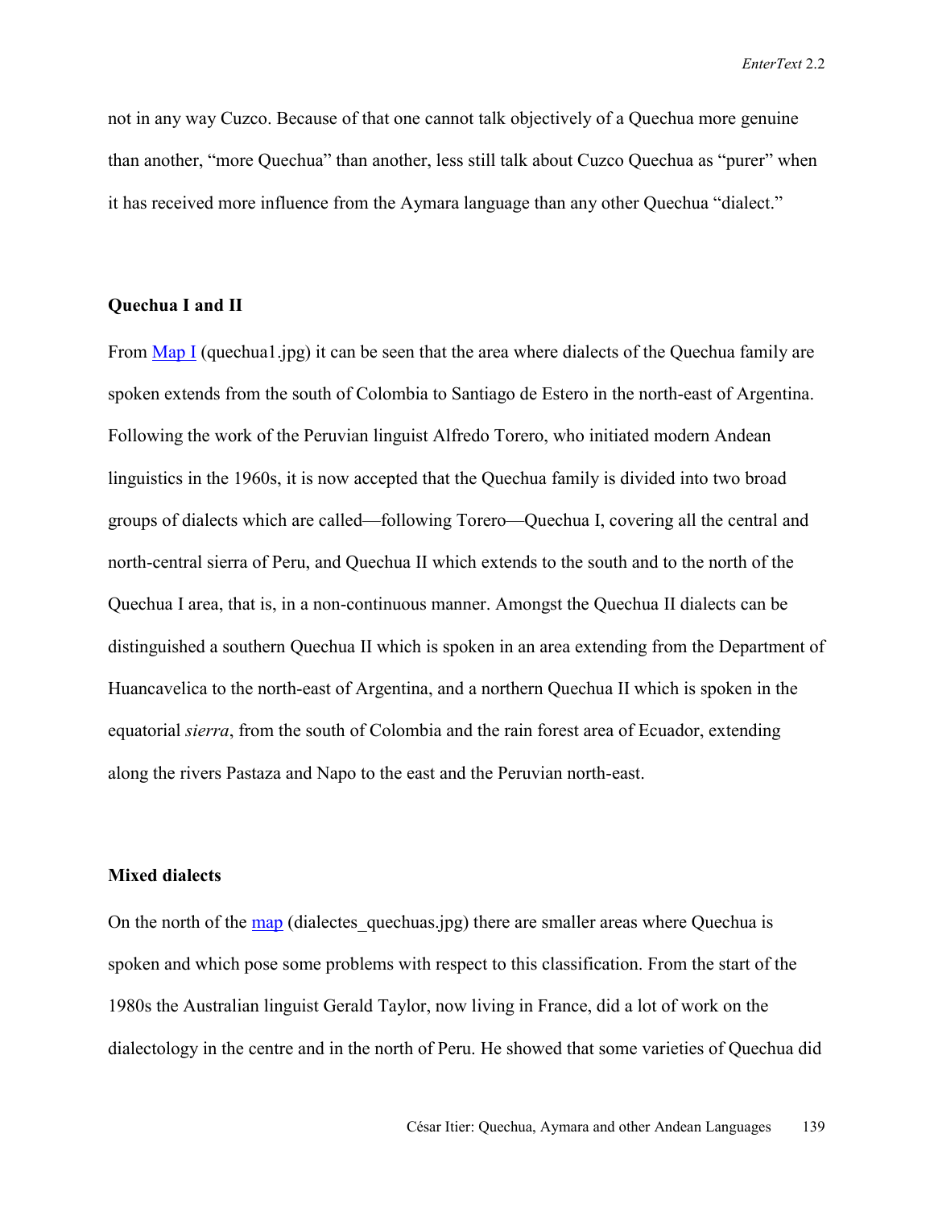not in any way Cuzco. Because of that one cannot talk objectively of a Quechua more genuine than another, "more Quechua" than another, less still talk about Cuzco Quechua as "purer" when it has received more influence from the Aymara language than any other Quechua "dialect."

### Quechua I and II

From [Map I](quechua1.jpg) (quechua1.jpg) it can be seen that the area where dialects of the Quechua family are spoken extends from the south of Colombia to Santiago de Estero in the north-east of Argentina. Following the work of the Peruvian linguist Alfredo Torero, who initiated modern Andean linguistics in the 1960s, it is now accepted that the Quechua family is divided into two broad groups of dialects which are called—following Torero—Quechua I, covering all the central and north-central sierra of Peru, and Quechua II which extends to the south and to the north of the Quechua I area, that is, in a non-continuous manner. Amongst the Quechua II dialects can be distinguished a southern Quechua II which is spoken in an area extending from the Department of Huancavelica to the north-east of Argentina, and a northern Quechua II which is spoken in the equatorial *sierra*, from the south of Colombia and the rain forest area of Ecuador, extending along the rivers Pastaza and Napo to the east and the Peruvian north-east.

### Mixed dialects

On the north of the [map](dialectes_quechuas.jpg) (dialectes_quechuas.jpg) there are smaller areas where Quechua is spoken and which pose some problems with respect to this classification. From the start of the 1980s the Australian linguist Gerald Taylor, now living in France, did a lot of work on the dialectology in the centre and in the north of Peru. He showed that some varieties of Quechua did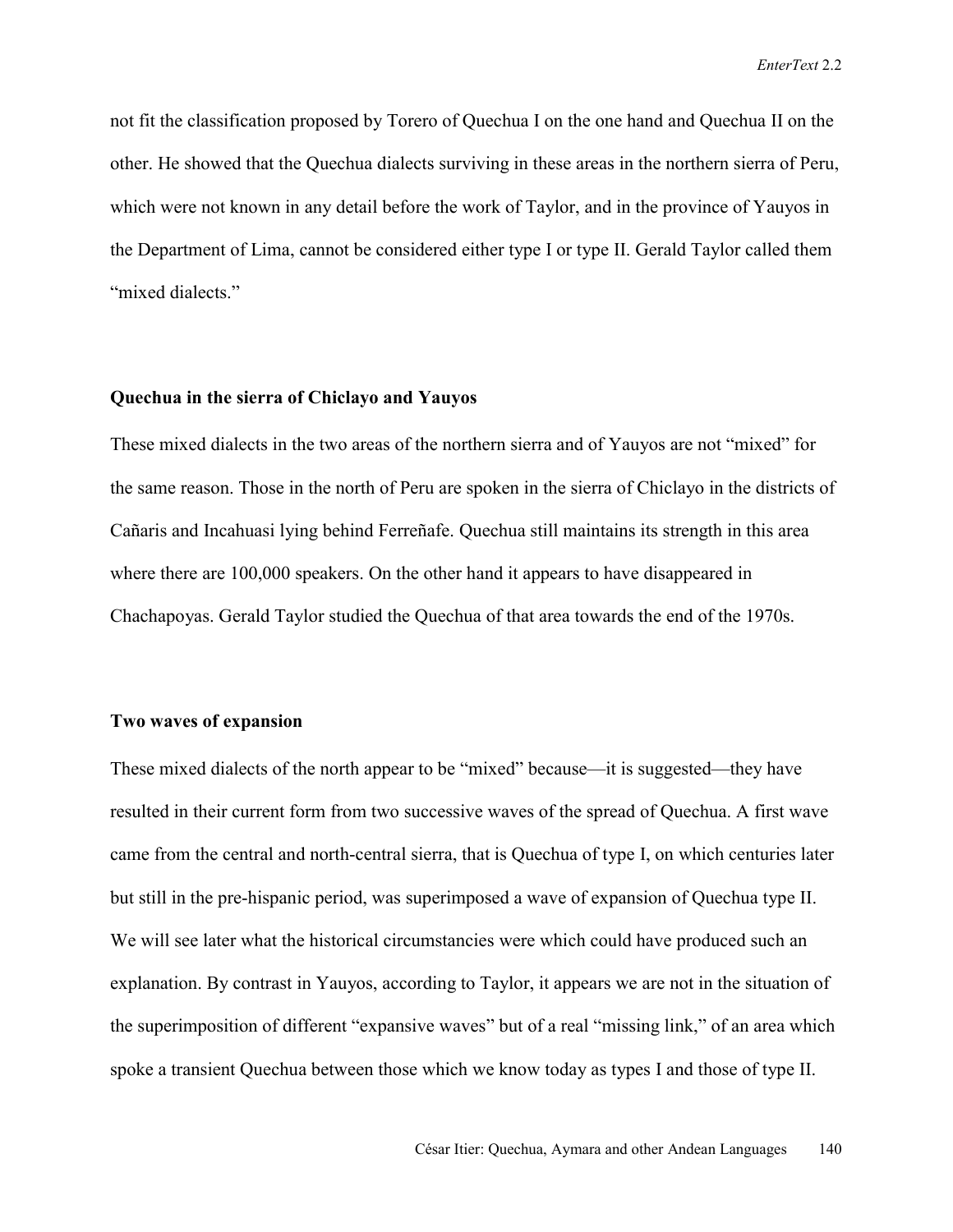not fit the classification proposed by Torero of Quechua I on the one hand and Quechua II on the other. He showed that the Quechua dialects surviving in these areas in the northern sierra of Peru, which were not known in any detail before the work of Taylor, and in the province of Yauyos in the Department of Lima, cannot be considered either type I or type II. Gerald Taylor called them "mixed dialects."

### Quechua in the sierra of Chiclayo and Yauyos

These mixed dialects in the two areas of the northern sierra and of Yauyos are not "mixed" for the same reason. Those in the north of Peru are spoken in the sierra of Chiclayo in the districts of Cañaris and Incahuasi lying behind Ferreñafe. Quechua still maintains its strength in this area where there are 100,000 speakers. On the other hand it appears to have disappeared in Chachapoyas. Gerald Taylor studied the Quechua of that area towards the end of the 1970s.

### Two waves of expansion

These mixed dialects of the north appear to be "mixed" because—it is suggested—they have resulted in their current form from two successive waves of the spread of Quechua. A first wave came from the central and north-central sierra, that is Quechua of type I, on which centuries later but still in the pre-hispanic period, was superimposed a wave of expansion of Quechua type II. We will see later what the historical circumstancies were which could have produced such an explanation. By contrast in Yauyos, according to Taylor, it appears we are not in the situation of the superimposition of different "expansive waves" but of a real "missing link," of an area which spoke a transient Quechua between those which we know today as types I and those of type II.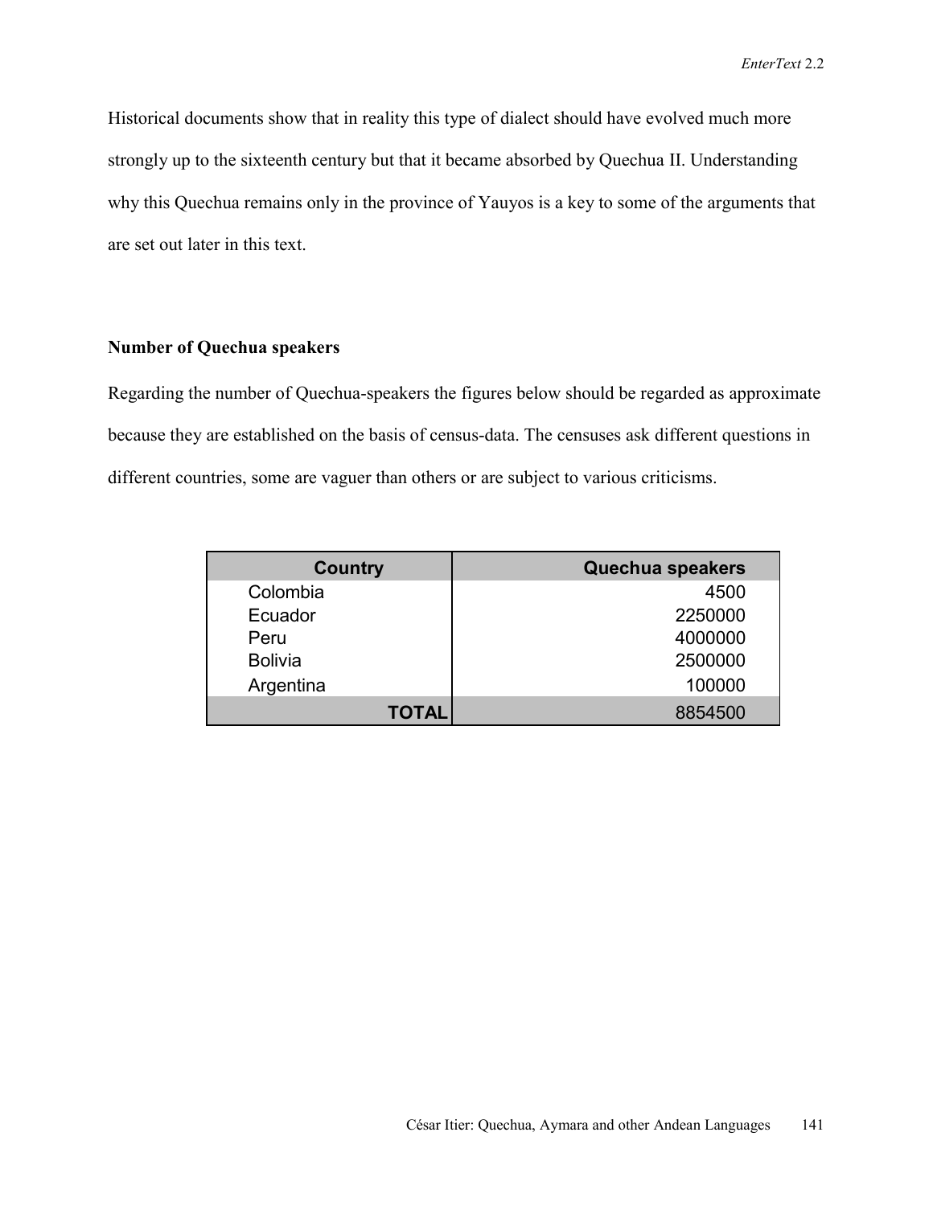Historical documents show that in reality this type of dialect should have evolved much more strongly up to the sixteenth century but that it became absorbed by Quechua II. Understanding why this Quechua remains only in the province of Yauyos is a key to some of the arguments that are set out later in this text.

### Number of Quechua speakers

Regarding the number of Quechua-speakers the figures below should be regarded as approximate because they are established on the basis of census-data. The censuses ask different questions in different countries, some are vaguer than others or are subject to various criticisms.

| Country | Quechua speakers |
|---|---:|
| Colombia | 4500 |
| Ecuador | 2250000 |
| Peru | 4000000 |
| Bolivia | 2500000 |
| Argentina | 100000 |
| **TOTAL** | 8854500 |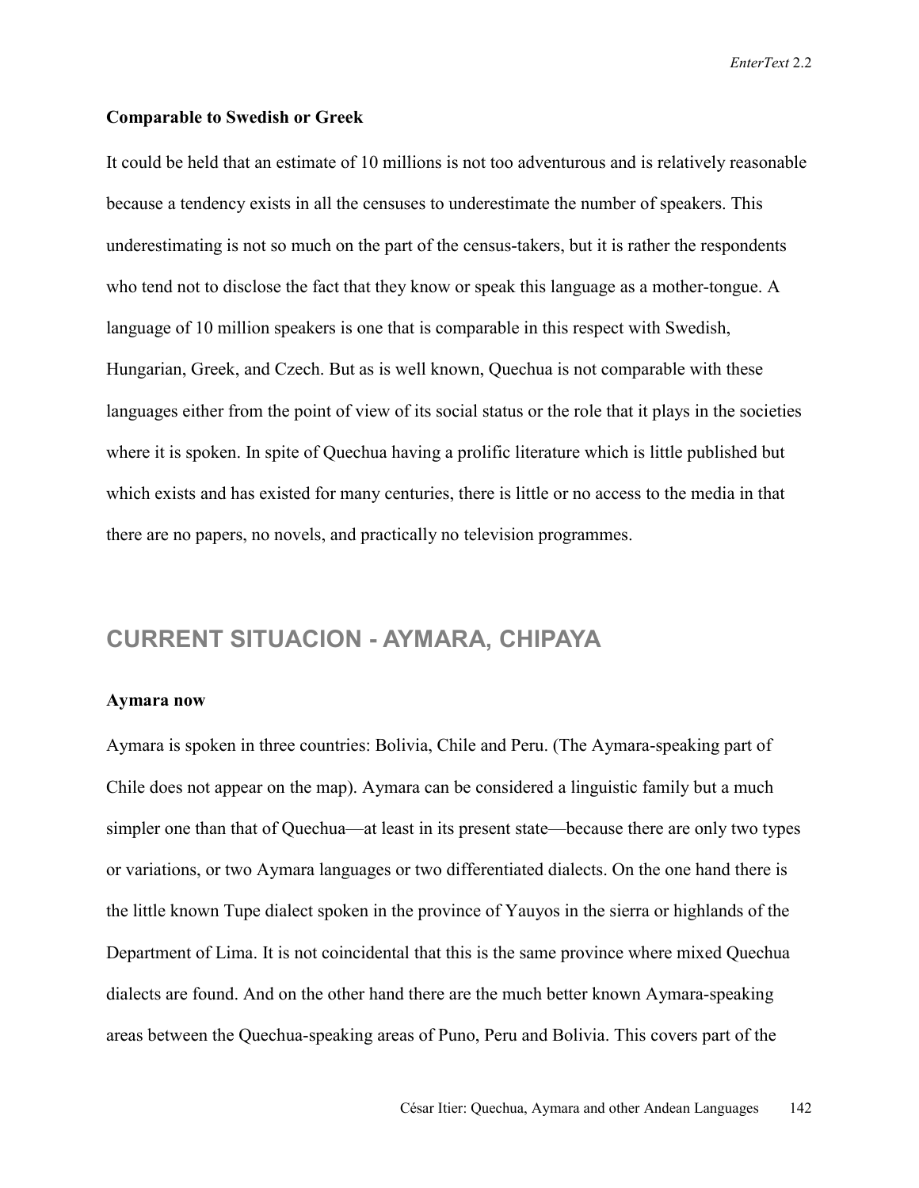**Comparable to Swedish or Greek**

It could be held that an estimate of 10 millions is not too adventurous and is relatively reasonable because a tendency exists in all the censuses to underestimate the number of speakers. This underestimating is not so much on the part of the census-takers, but it is rather the respondents who tend not to disclose the fact that they know or speak this language as a mother-tongue. A language of 10 million speakers is one that is comparable in this respect with Swedish, Hungarian, Greek, and Czech. But as is well known, Quechua is not comparable with these languages either from the point of view of its social status or the role that it plays in the societies where it is spoken. In spite of Quechua having a prolific literature which is little published but which exists and has existed for many centuries, there is little or no access to the media in that there are no papers, no novels, and practically no television programmes.

## CURRENT SITUACION - AYMARA, CHIPAYA

**Aymara now**

Aymara is spoken in three countries: Bolivia, Chile and Peru. (The Aymara-speaking part of Chile does not appear on the map). Aymara can be considered a linguistic family but a much simpler one than that of Quechua—at least in its present state—because there are only two types or variations, or two Aymara languages or two differentiated dialects. On the one hand there is the little known Tupe dialect spoken in the province of Yauyos in the sierra or highlands of the Department of Lima. It is not coincidental that this is the same province where mixed Quechua dialects are found. And on the other hand there are the much better known Aymara-speaking areas between the Quechua-speaking areas of Puno, Peru and Bolivia. This covers part of the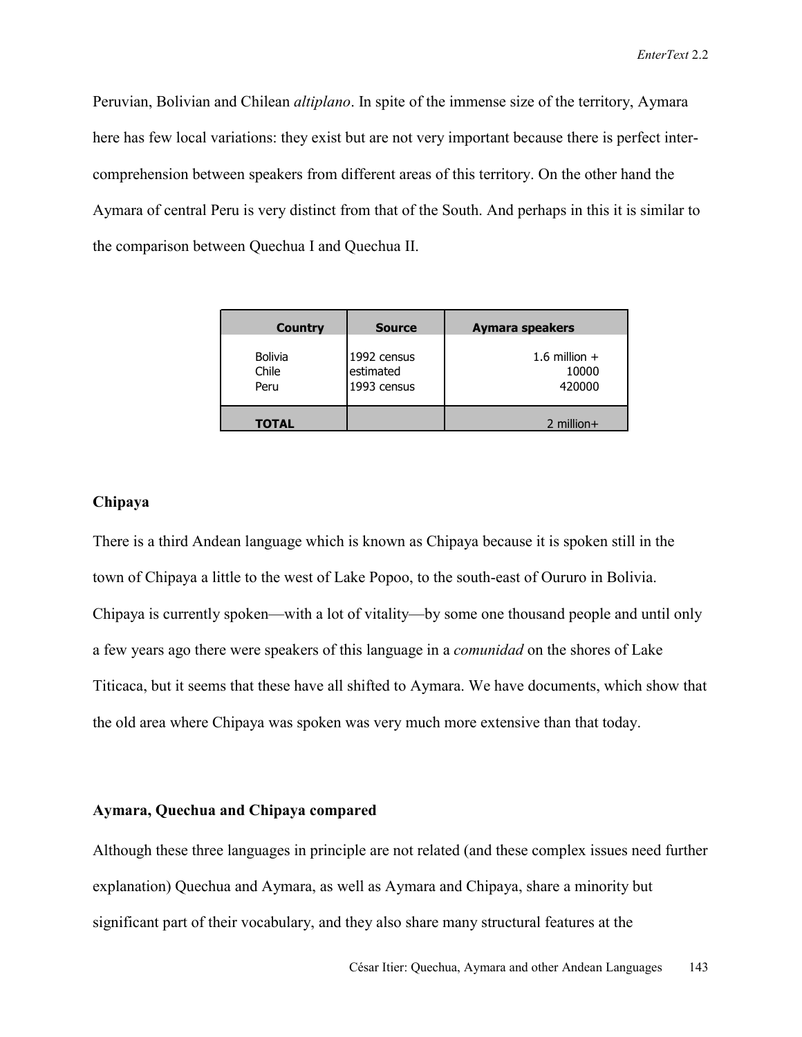Peruvian, Bolivian and Chilean *altiplano*. In spite of the immense size of the territory, Aymara here has few local variations: they exist but are not very important because there is perfect inter-comprehension between speakers from different areas of this territory. On the other hand the Aymara of central Peru is very distinct from that of the South. And perhaps in this it is similar to the comparison between Quechua I and Quechua II.

| Country | Source | Aymara speakers |
|---|---|---|
| Bolivia | 1992 census | 1.6 million + |
| Chile | estimated | 10000 |
| Peru | 1993 census | 420000 |
| **TOTAL** | | 2 million+ |

### Chipaya

There is a third Andean language which is known as Chipaya because it is spoken still in the town of Chipaya a little to the west of Lake Popoo, to the south-east of Oururo in Bolivia. Chipaya is currently spoken—with a lot of vitality—by some one thousand people and until only a few years ago there were speakers of this language in a *comunidad* on the shores of Lake Titicaca, but it seems that these have all shifted to Aymara. We have documents, which show that the old area where Chipaya was spoken was very much more extensive than that today.

### Aymara, Quechua and Chipaya compared

Although these three languages in principle are not related (and these complex issues need further explanation) Quechua and Aymara, as well as Aymara and Chipaya, share a minority but significant part of their vocabulary, and they also share many structural features at the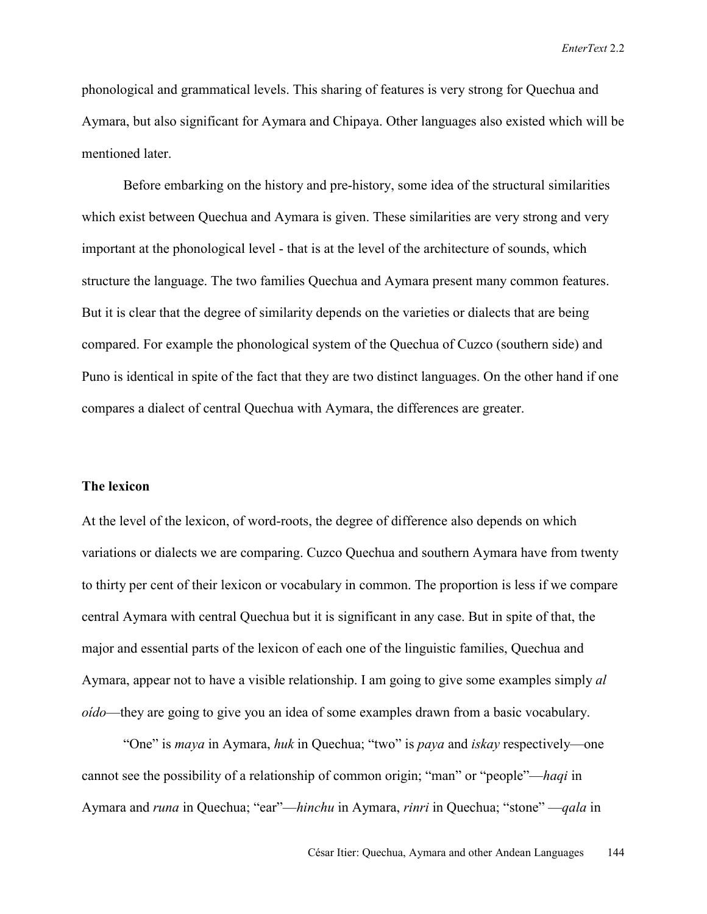phonological and grammatical levels. This sharing of features is very strong for Quechua and Aymara, but also significant for Aymara and Chipaya. Other languages also existed which will be mentioned later.

Before embarking on the history and pre-history, some idea of the structural similarities which exist between Quechua and Aymara is given. These similarities are very strong and very important at the phonological level - that is at the level of the architecture of sounds, which structure the language. The two families Quechua and Aymara present many common features. But it is clear that the degree of similarity depends on the varieties or dialects that are being compared. For example the phonological system of the Quechua of Cuzco (southern side) and Puno is identical in spite of the fact that they are two distinct languages. On the other hand if one compares a dialect of central Quechua with Aymara, the differences are greater.

### The lexicon

At the level of the lexicon, of word-roots, the degree of difference also depends on which variations or dialects we are comparing. Cuzco Quechua and southern Aymara have from twenty to thirty per cent of their lexicon or vocabulary in common. The proportion is less if we compare central Aymara with central Quechua but it is significant in any case. But in spite of that, the major and essential parts of the lexicon of each one of the linguistic families, Quechua and Aymara, appear not to have a visible relationship. I am going to give some examples simply *al oído*—they are going to give you an idea of some examples drawn from a basic vocabulary.

"One" is *maya* in Aymara, *huk* in Quechua; "two" is *paya* and *iskay* respectively—one cannot see the possibility of a relationship of common origin; "man" or "people"—*haqi* in Aymara and *runa* in Quechua; "ear"—*hinchu* in Aymara, *rinri* in Quechua; "stone" —*qala* in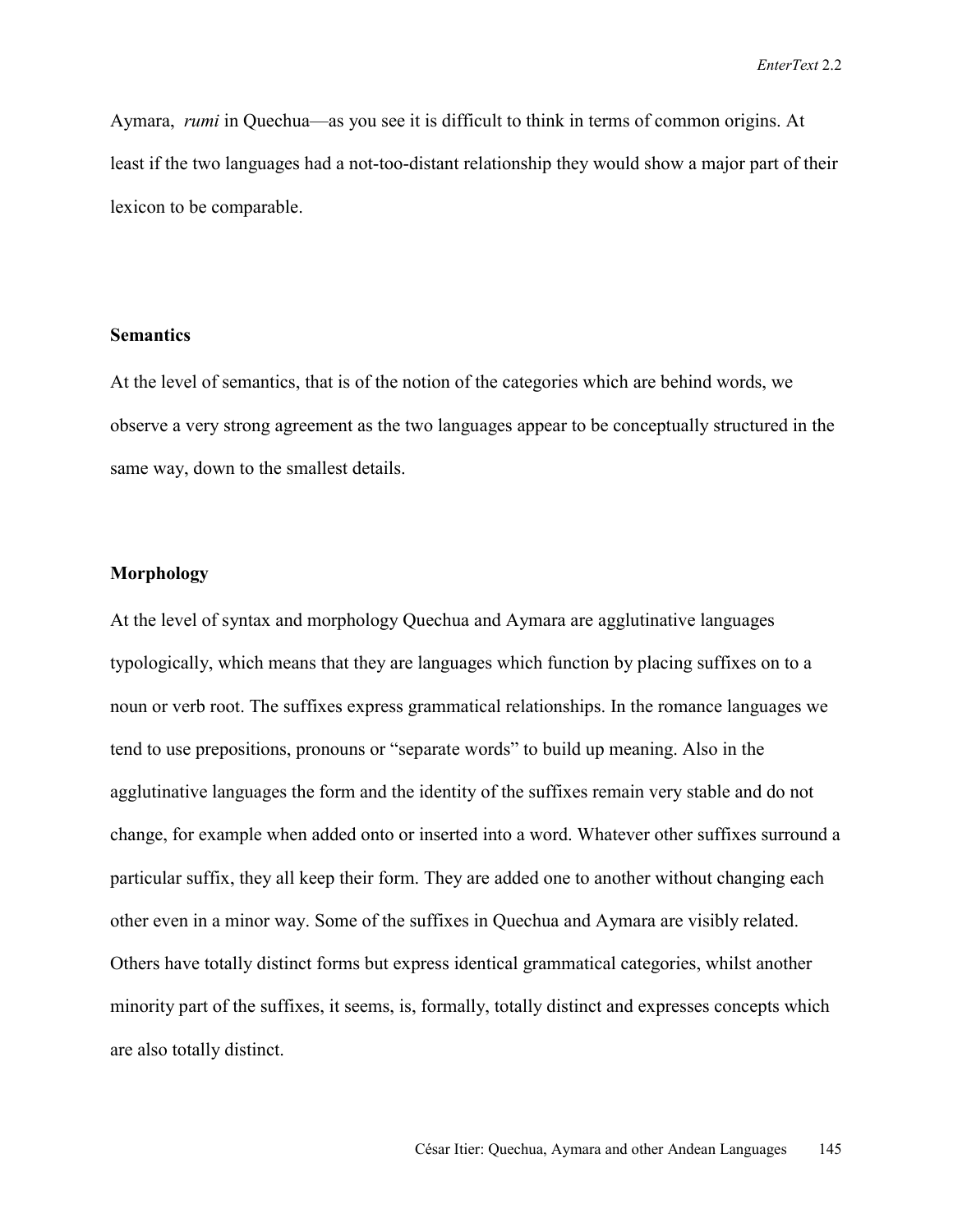Aymara, *rumi* in Quechua—as you see it is difficult to think in terms of common origins. At least if the two languages had a not-too-distant relationship they would show a major part of their lexicon to be comparable.

**Semantics**

At the level of semantics, that is of the notion of the categories which are behind words, we observe a very strong agreement as the two languages appear to be conceptually structured in the same way, down to the smallest details.

**Morphology**

At the level of syntax and morphology Quechua and Aymara are agglutinative languages typologically, which means that they are languages which function by placing suffixes on to a noun or verb root. The suffixes express grammatical relationships. In the romance languages we tend to use prepositions, pronouns or "separate words" to build up meaning. Also in the agglutinative languages the form and the identity of the suffixes remain very stable and do not change, for example when added onto or inserted into a word. Whatever other suffixes surround a particular suffix, they all keep their form. They are added one to another without changing each other even in a minor way. Some of the suffixes in Quechua and Aymara are visibly related. Others have totally distinct forms but express identical grammatical categories, whilst another minority part of the suffixes, it seems, is, formally, totally distinct and expresses concepts which are also totally distinct.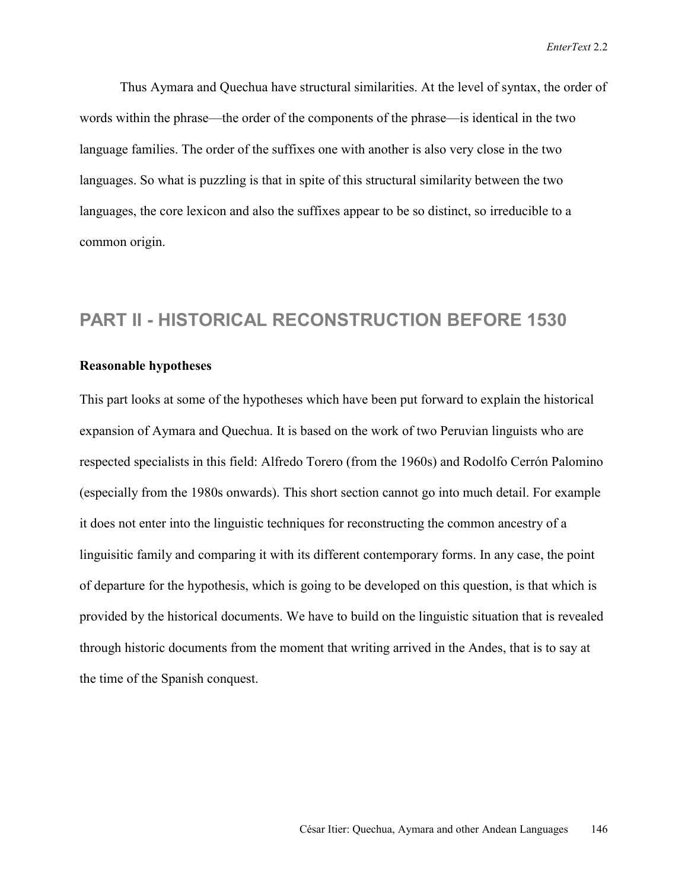Thus Aymara and Quechua have structural similarities. At the level of syntax, the order of words within the phrase—the order of the components of the phrase—is identical in the two language families. The order of the suffixes one with another is also very close in the two languages. So what is puzzling is that in spite of this structural similarity between the two languages, the core lexicon and also the suffixes appear to be so distinct, so irreducible to a common origin.

## PART II - HISTORICAL RECONSTRUCTION BEFORE 1530

**Reasonable hypotheses**

This part looks at some of the hypotheses which have been put forward to explain the historical expansion of Aymara and Quechua. It is based on the work of two Peruvian linguists who are respected specialists in this field: Alfredo Torero (from the 1960s) and Rodolfo Cerrón Palomino (especially from the 1980s onwards). This short section cannot go into much detail. For example it does not enter into the linguistic techniques for reconstructing the common ancestry of a linguisitic family and comparing it with its different contemporary forms. In any case, the point of departure for the hypothesis, which is going to be developed on this question, is that which is provided by the historical documents. We have to build on the linguistic situation that is revealed through historic documents from the moment that writing arrived in the Andes, that is to say at the time of the Spanish conquest.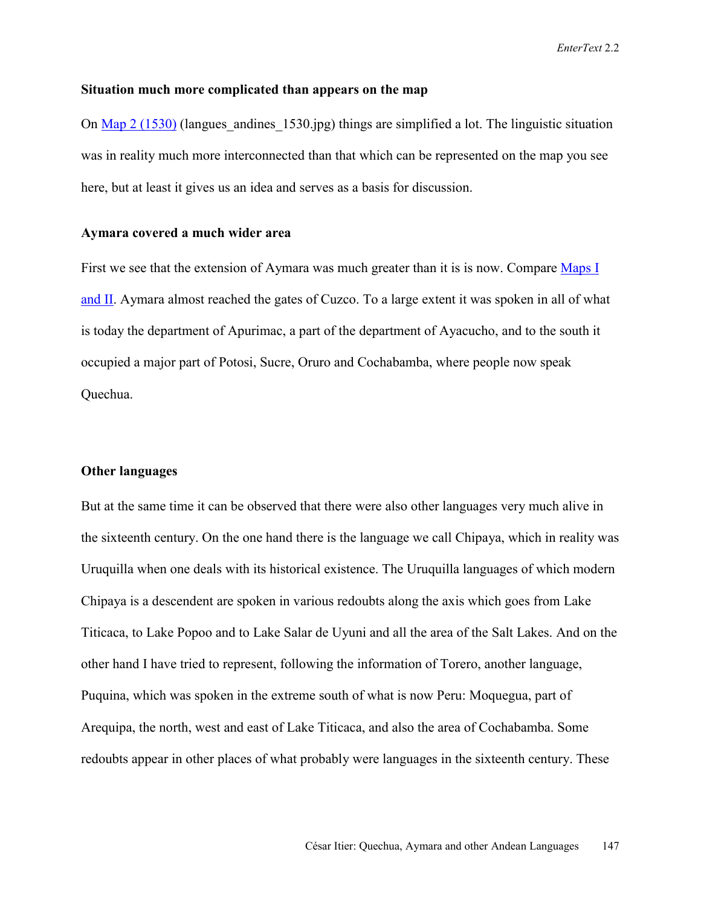**Situation much more complicated than appears on the map**

On Map 2 (1530) (langues_andines_1530.jpg) things are simplified a lot. The linguistic situation was in reality much more interconnected than that which can be represented on the map you see here, but at least it gives us an idea and serves as a basis for discussion.

**Aymara covered a much wider area**

First we see that the extension of Aymara was much greater than it is is now. Compare Maps I and II. Aymara almost reached the gates of Cuzco. To a large extent it was spoken in all of what is today the department of Apurimac, a part of the department of Ayacucho, and to the south it occupied a major part of Potosi, Sucre, Oruro and Cochabamba, where people now speak Quechua.

**Other languages**

But at the same time it can be observed that there were also other languages very much alive in the sixteenth century. On the one hand there is the language we call Chipaya, which in reality was Uruquilla when one deals with its historical existence. The Uruquilla languages of which modern Chipaya is a descendent are spoken in various redoubts along the axis which goes from Lake Titicaca, to Lake Popoo and to Lake Salar de Uyuni and all the area of the Salt Lakes. And on the other hand I have tried to represent, following the information of Torero, another language, Puquina, which was spoken in the extreme south of what is now Peru: Moquegua, part of Arequipa, the north, west and east of Lake Titicaca, and also the area of Cochabamba. Some redoubts appear in other places of what probably were languages in the sixteenth century. These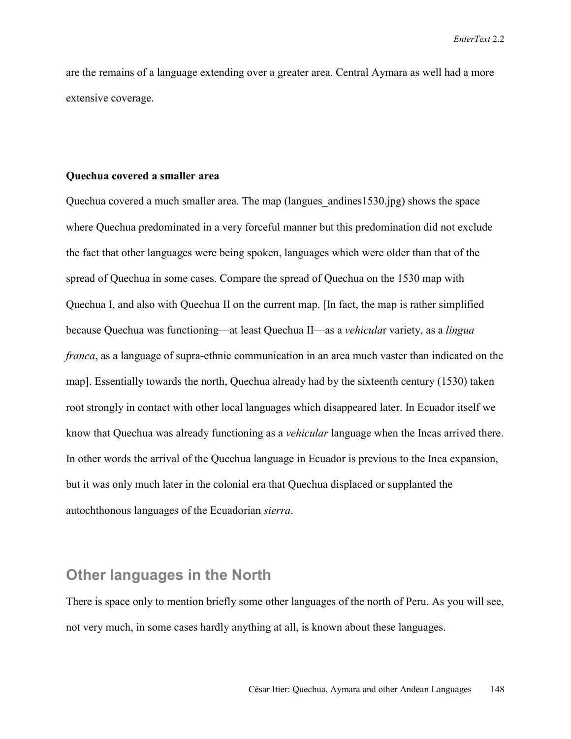are the remains of a language extending over a greater area. Central Aymara as well had a more extensive coverage.

**Quechua covered a smaller area**

Quechua covered a much smaller area. The map (langues_andines1530.jpg) shows the space where Quechua predominated in a very forceful manner but this predomination did not exclude the fact that other languages were being spoken, languages which were older than that of the spread of Quechua in some cases. Compare the spread of Quechua on the 1530 map with Quechua I, and also with Quechua II on the current map. [In fact, the map is rather simplified because Quechua was functioning—at least Quechua II—as a *vehicula*r variety, as a *lingua franca*, as a language of supra-ethnic communication in an area much vaster than indicated on the map]. Essentially towards the north, Quechua already had by the sixteenth century (1530) taken root strongly in contact with other local languages which disappeared later. In Ecuador itself we know that Quechua was already functioning as a *vehicular* language when the Incas arrived there. In other words the arrival of the Quechua language in Ecuador is previous to the Inca expansion, but it was only much later in the colonial era that Quechua displaced or supplanted the autochthonous languages of the Ecuadorian *sierra*.

## Other languages in the North

There is space only to mention briefly some other languages of the north of Peru. As you will see, not very much, in some cases hardly anything at all, is known about these languages.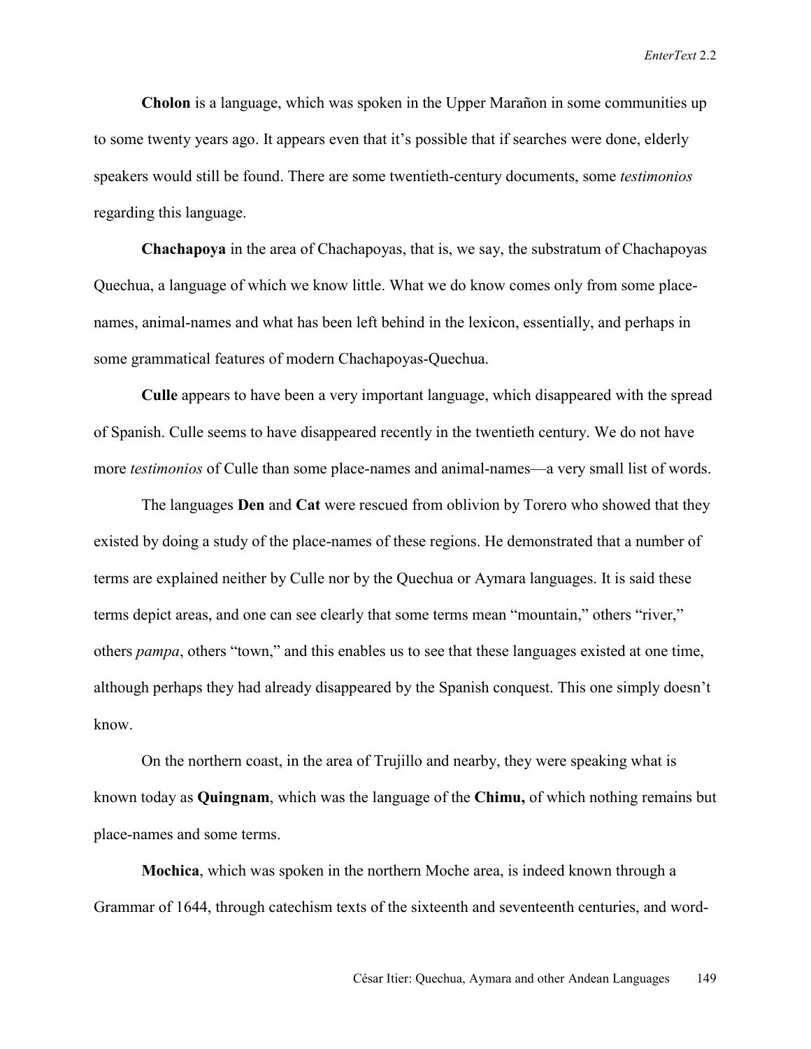**Cholon** is a language, which was spoken in the Upper Marañon in some communities up to some twenty years ago. It appears even that it's possible that if searches were done, elderly speakers would still be found. There are some twentieth-century documents, some *testimonios* regarding this language.

**Chachapoya** in the area of Chachapoyas, that is, we say, the substratum of Chachapoyas Quechua, a language of which we know little. What we do know comes only from some place-names, animal-names and what has been left behind in the lexicon, essentially, and perhaps in some grammatical features of modern Chachapoyas-Quechua.

**Culle** appears to have been a very important language, which disappeared with the spread of Spanish. Culle seems to have disappeared recently in the twentieth century. We do not have more *testimonios* of Culle than some place-names and animal-names—a very small list of words.

The languages **Den** and **Cat** were rescued from oblivion by Torero who showed that they existed by doing a study of the place-names of these regions. He demonstrated that a number of terms are explained neither by Culle nor by the Quechua or Aymara languages. It is said these terms depict areas, and one can see clearly that some terms mean "mountain," others "river," others *pampa*, others "town," and this enables us to see that these languages existed at one time, although perhaps they had already disappeared by the Spanish conquest. This one simply doesn't know.

On the northern coast, in the area of Trujillo and nearby, they were speaking what is known today as **Quingnam**, which was the language of the **Chimu,** of which nothing remains but place-names and some terms.

**Mochica**, which was spoken in the northern Moche area, is indeed known through a Grammar of 1644, through catechism texts of the sixteenth and seventeenth centuries, and word-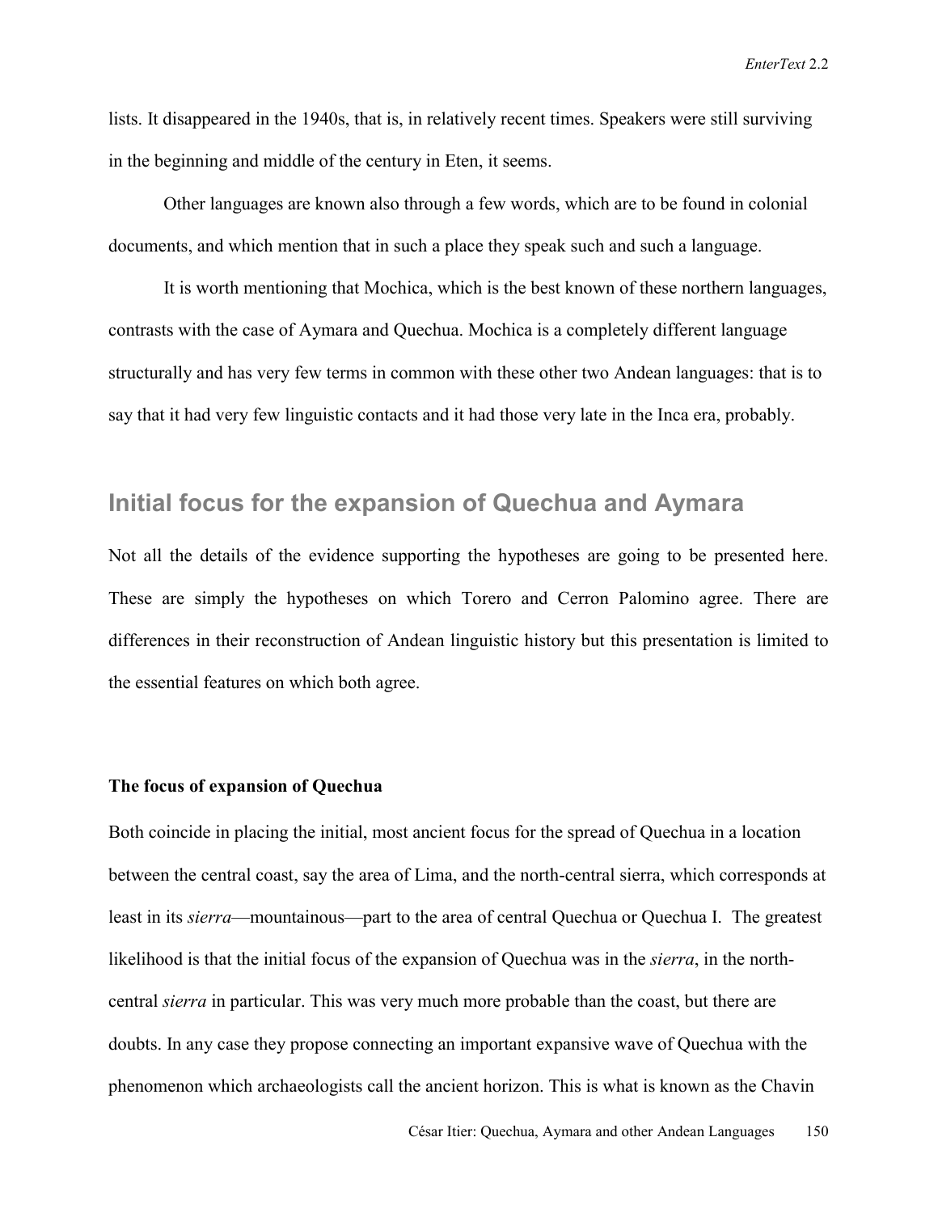lists. It disappeared in the 1940s, that is, in relatively recent times. Speakers were still surviving in the beginning and middle of the century in Eten, it seems.

Other languages are known also through a few words, which are to be found in colonial documents, and which mention that in such a place they speak such and such a language.

It is worth mentioning that Mochica, which is the best known of these northern languages, contrasts with the case of Aymara and Quechua. Mochica is a completely different language structurally and has very few terms in common with these other two Andean languages: that is to say that it had very few linguistic contacts and it had those very late in the Inca era, probably.

## Initial focus for the expansion of Quechua and Aymara

Not all the details of the evidence supporting the hypotheses are going to be presented here. These are simply the hypotheses on which Torero and Cerron Palomino agree. There are differences in their reconstruction of Andean linguistic history but this presentation is limited to the essential features on which both agree.

### The focus of expansion of Quechua

Both coincide in placing the initial, most ancient focus for the spread of Quechua in a location between the central coast, say the area of Lima, and the north-central sierra, which corresponds at least in its *sierra*—mountainous—part to the area of central Quechua or Quechua I. The greatest likelihood is that the initial focus of the expansion of Quechua was in the *sierra*, in the north-central *sierra* in particular. This was very much more probable than the coast, but there are doubts. In any case they propose connecting an important expansive wave of Quechua with the phenomenon which archaeologists call the ancient horizon. This is what is known as the Chavin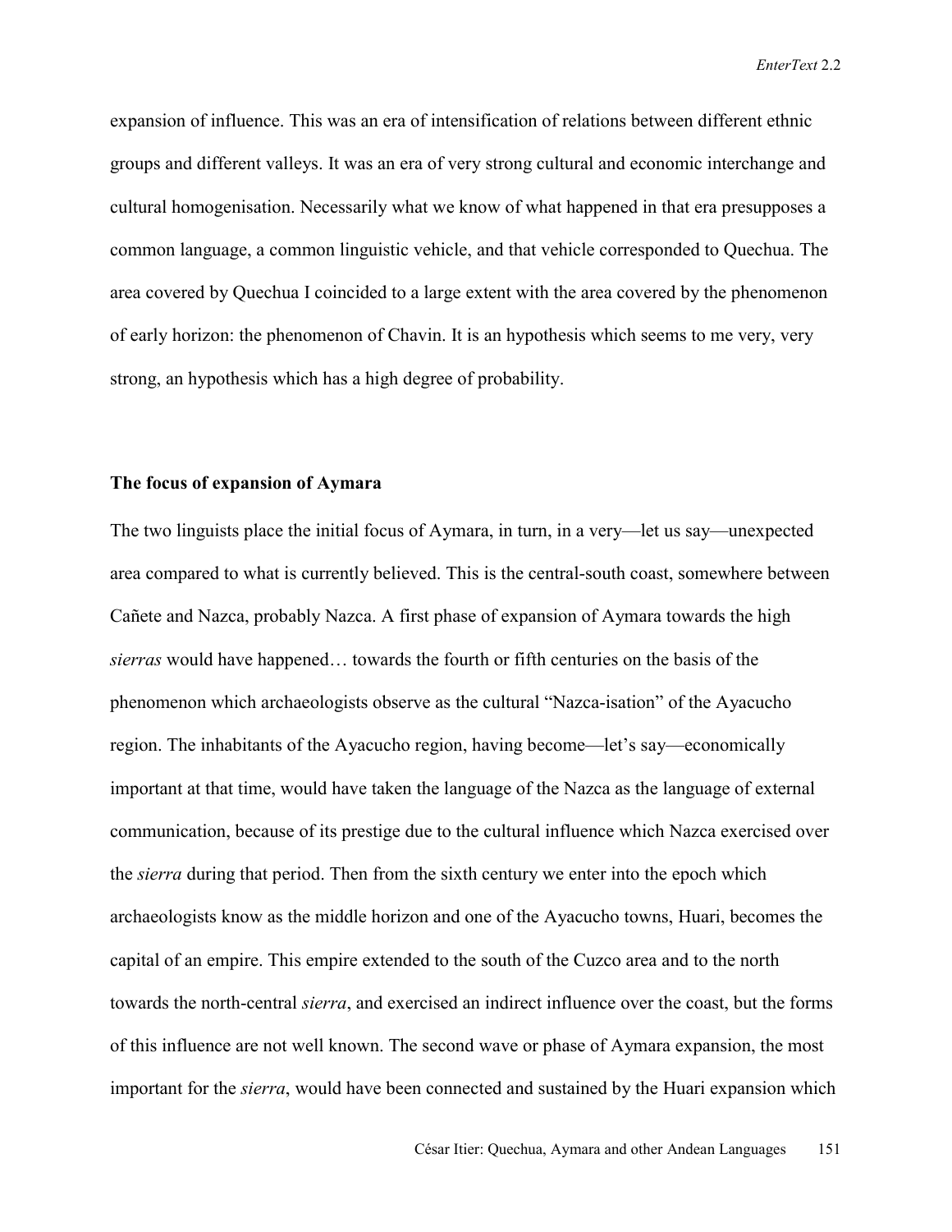expansion of influence. This was an era of intensification of relations between different ethnic groups and different valleys. It was an era of very strong cultural and economic interchange and cultural homogenisation. Necessarily what we know of what happened in that era presupposes a common language, a common linguistic vehicle, and that vehicle corresponded to Quechua. The area covered by Quechua I coincided to a large extent with the area covered by the phenomenon of early horizon: the phenomenon of Chavin. It is an hypothesis which seems to me very, very strong, an hypothesis which has a high degree of probability.

### The focus of expansion of Aymara

The two linguists place the initial focus of Aymara, in turn, in a very—let us say—unexpected area compared to what is currently believed. This is the central-south coast, somewhere between Cañete and Nazca, probably Nazca. A first phase of expansion of Aymara towards the high *sierras* would have happened… towards the fourth or fifth centuries on the basis of the phenomenon which archaeologists observe as the cultural "Nazca-isation" of the Ayacucho region. The inhabitants of the Ayacucho region, having become—let's say—economically important at that time, would have taken the language of the Nazca as the language of external communication, because of its prestige due to the cultural influence which Nazca exercised over the *sierra* during that period. Then from the sixth century we enter into the epoch which archaeologists know as the middle horizon and one of the Ayacucho towns, Huari, becomes the capital of an empire. This empire extended to the south of the Cuzco area and to the north towards the north-central *sierra*, and exercised an indirect influence over the coast, but the forms of this influence are not well known. The second wave or phase of Aymara expansion, the most important for the *sierra*, would have been connected and sustained by the Huari expansion which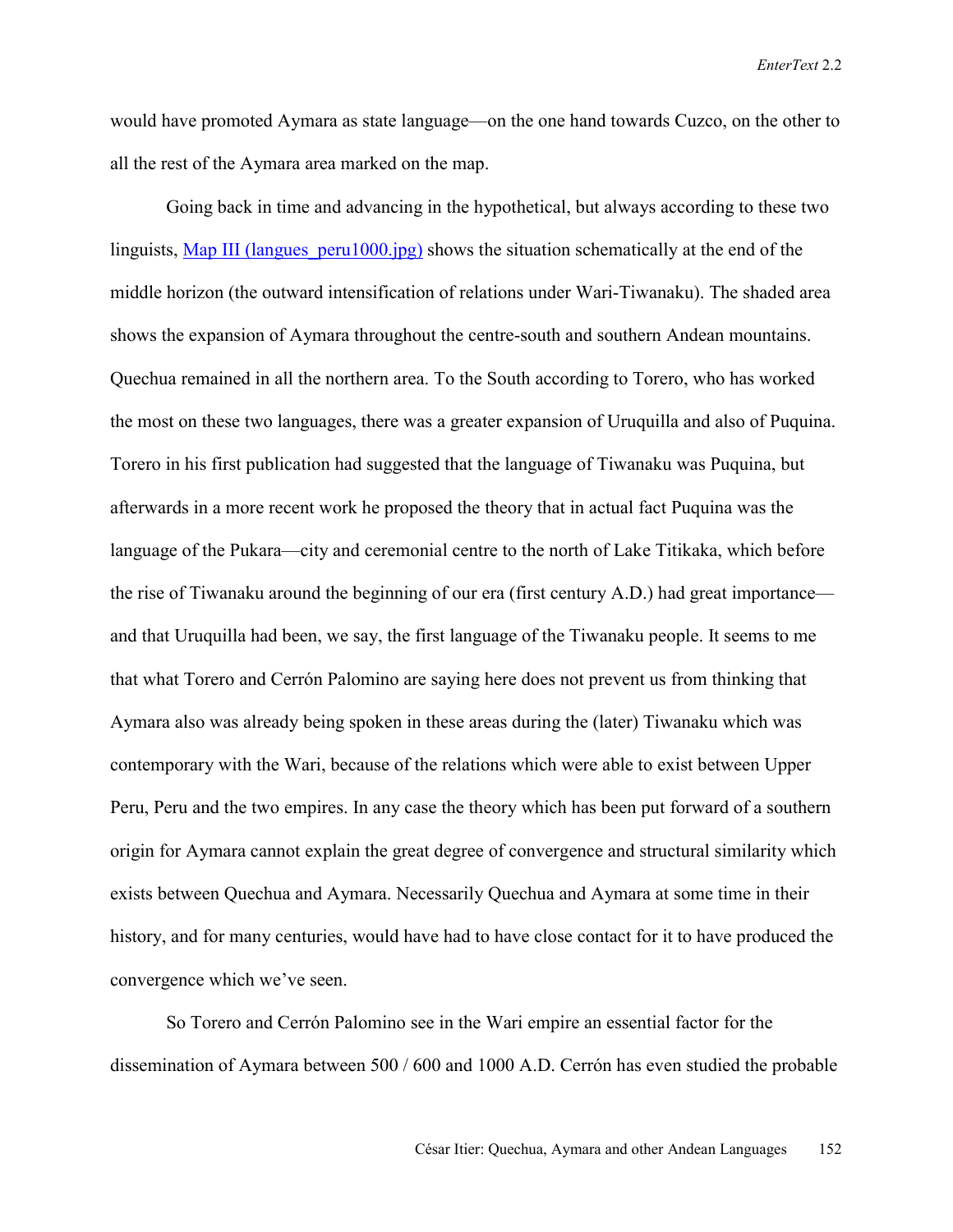would have promoted Aymara as state language—on the one hand towards Cuzco, on the other to all the rest of the Aymara area marked on the map.

Going back in time and advancing in the hypothetical, but always according to these two linguists, [Map III (langues_peru1000.jpg)](langues_peru1000.jpg) shows the situation schematically at the end of the middle horizon (the outward intensification of relations under Wari-Tiwanaku). The shaded area shows the expansion of Aymara throughout the centre-south and southern Andean mountains. Quechua remained in all the northern area. To the South according to Torero, who has worked the most on these two languages, there was a greater expansion of Uruquilla and also of Puquina. Torero in his first publication had suggested that the language of Tiwanaku was Puquina, but afterwards in a more recent work he proposed the theory that in actual fact Puquina was the language of the Pukara—city and ceremonial centre to the north of Lake Titikaka, which before the rise of Tiwanaku around the beginning of our era (first century A.D.) had great importance—and that Uruquilla had been, we say, the first language of the Tiwanaku people. It seems to me that what Torero and Cerrón Palomino are saying here does not prevent us from thinking that Aymara also was already being spoken in these areas during the (later) Tiwanaku which was contemporary with the Wari, because of the relations which were able to exist between Upper Peru, Peru and the two empires. In any case the theory which has been put forward of a southern origin for Aymara cannot explain the great degree of convergence and structural similarity which exists between Quechua and Aymara. Necessarily Quechua and Aymara at some time in their history, and for many centuries, would have had to have close contact for it to have produced the convergence which we've seen.

So Torero and Cerrón Palomino see in the Wari empire an essential factor for the dissemination of Aymara between 500 / 600 and 1000 A.D. Cerrón has even studied the probable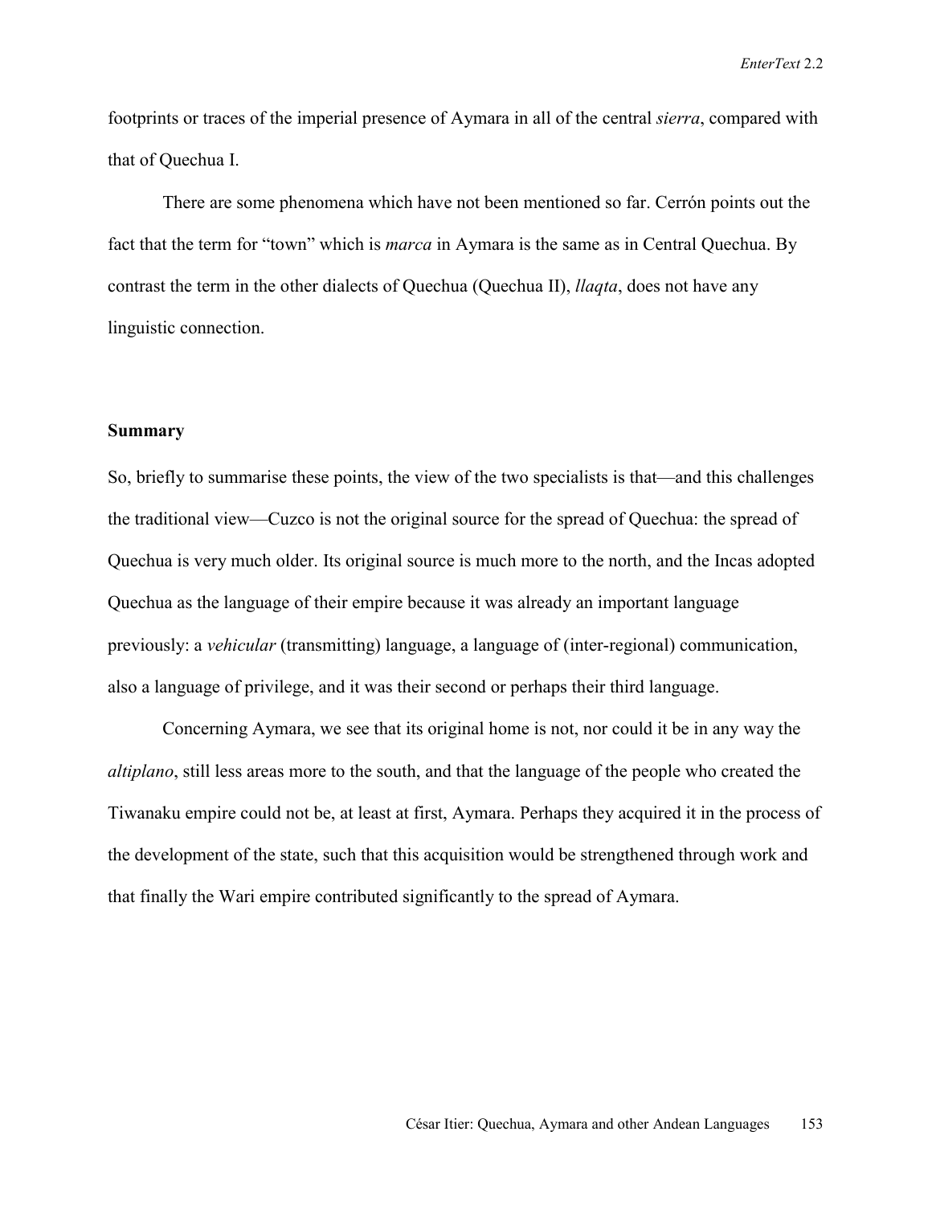footprints or traces of the imperial presence of Aymara in all of the central *sierra*, compared with that of Quechua I.

There are some phenomena which have not been mentioned so far. Cerrón points out the fact that the term for "town" which is *marca* in Aymara is the same as in Central Quechua. By contrast the term in the other dialects of Quechua (Quechua II), *llaqta*, does not have any linguistic connection.

**Summary**

So, briefly to summarise these points, the view of the two specialists is that—and this challenges the traditional view—Cuzco is not the original source for the spread of Quechua: the spread of Quechua is very much older. Its original source is much more to the north, and the Incas adopted Quechua as the language of their empire because it was already an important language previously: a *vehicular* (transmitting) language, a language of (inter-regional) communication, also a language of privilege, and it was their second or perhaps their third language.

Concerning Aymara, we see that its original home is not, nor could it be in any way the *altiplano*, still less areas more to the south, and that the language of the people who created the Tiwanaku empire could not be, at least at first, Aymara. Perhaps they acquired it in the process of the development of the state, such that this acquisition would be strengthened through work and that finally the Wari empire contributed significantly to the spread of Aymara.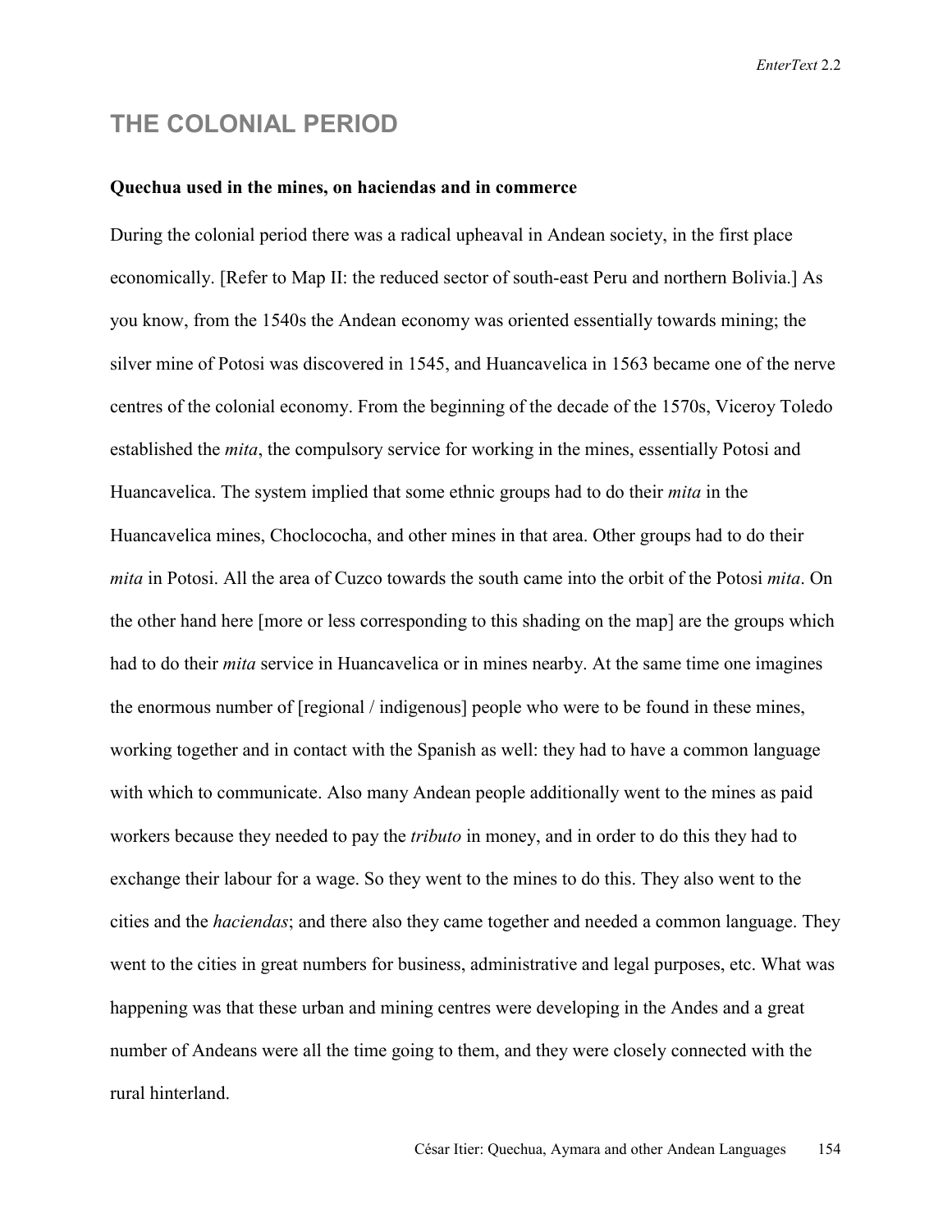## THE COLONIAL PERIOD

**Quechua used in the mines, on haciendas and in commerce**

During the colonial period there was a radical upheaval in Andean society, in the first place economically. [Refer to Map II: the reduced sector of south-east Peru and northern Bolivia.] As you know, from the 1540s the Andean economy was oriented essentially towards mining; the silver mine of Potosi was discovered in 1545, and Huancavelica in 1563 became one of the nerve centres of the colonial economy. From the beginning of the decade of the 1570s, Viceroy Toledo established the *mita*, the compulsory service for working in the mines, essentially Potosi and Huancavelica. The system implied that some ethnic groups had to do their *mita* in the Huancavelica mines, Choclococha, and other mines in that area. Other groups had to do their *mita* in Potosi. All the area of Cuzco towards the south came into the orbit of the Potosi *mita*. On the other hand here [more or less corresponding to this shading on the map] are the groups which had to do their *mita* service in Huancavelica or in mines nearby. At the same time one imagines the enormous number of [regional / indigenous] people who were to be found in these mines, working together and in contact with the Spanish as well: they had to have a common language with which to communicate. Also many Andean people additionally went to the mines as paid workers because they needed to pay the *tributo* in money, and in order to do this they had to exchange their labour for a wage. So they went to the mines to do this. They also went to the cities and the *haciendas*; and there also they came together and needed a common language. They went to the cities in great numbers for business, administrative and legal purposes, etc. What was happening was that these urban and mining centres were developing in the Andes and a great number of Andeans were all the time going to them, and they were closely connected with the rural hinterland.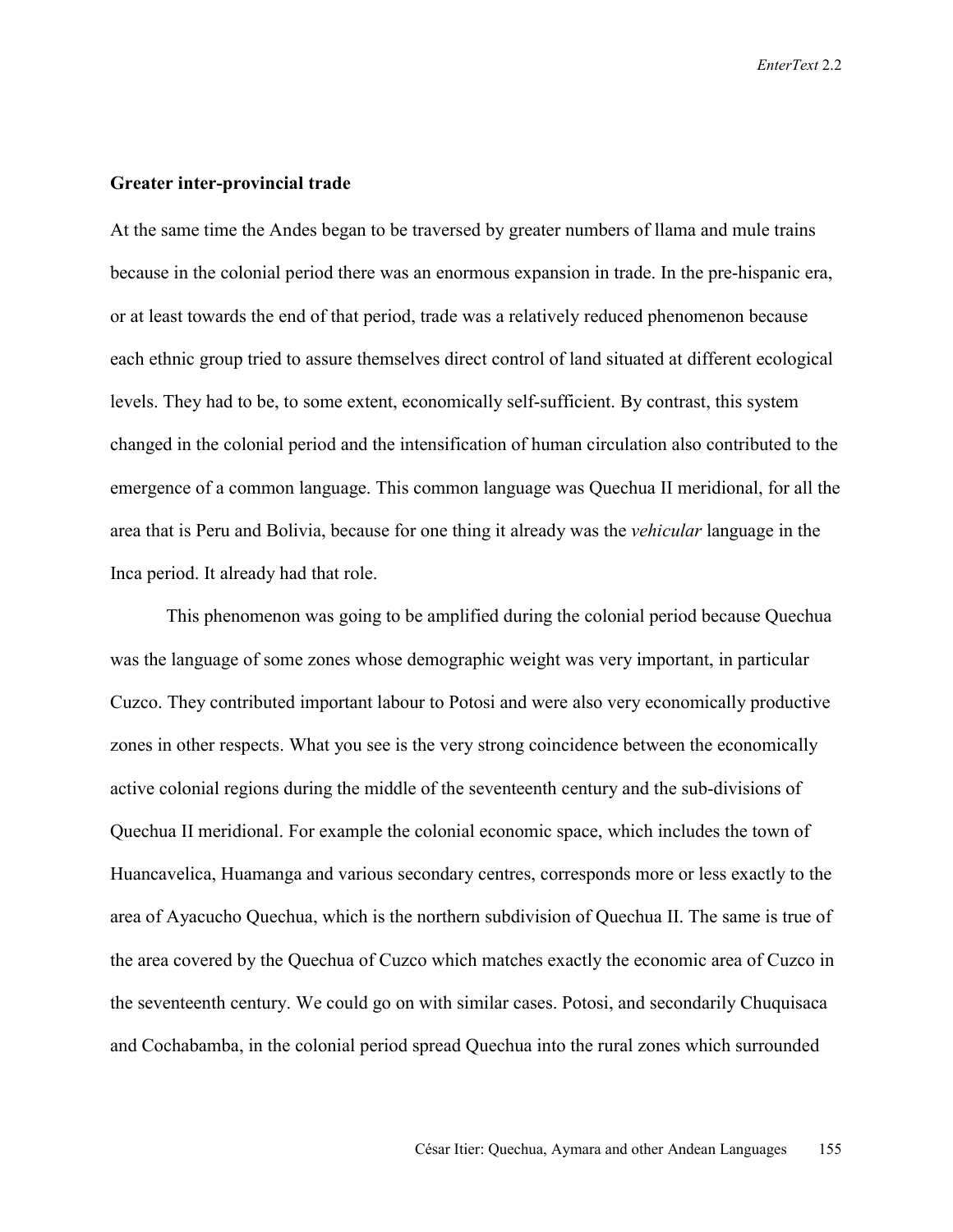**Greater inter-provincial trade**

At the same time the Andes began to be traversed by greater numbers of llama and mule trains because in the colonial period there was an enormous expansion in trade. In the pre-hispanic era, or at least towards the end of that period, trade was a relatively reduced phenomenon because each ethnic group tried to assure themselves direct control of land situated at different ecological levels. They had to be, to some extent, economically self-sufficient. By contrast, this system changed in the colonial period and the intensification of human circulation also contributed to the emergence of a common language. This common language was Quechua II meridional, for all the area that is Peru and Bolivia, because for one thing it already was the *vehicular* language in the Inca period. It already had that role.

This phenomenon was going to be amplified during the colonial period because Quechua was the language of some zones whose demographic weight was very important, in particular Cuzco. They contributed important labour to Potosi and were also very economically productive zones in other respects. What you see is the very strong coincidence between the economically active colonial regions during the middle of the seventeenth century and the sub-divisions of Quechua II meridional. For example the colonial economic space, which includes the town of Huancavelica, Huamanga and various secondary centres, corresponds more or less exactly to the area of Ayacucho Quechua, which is the northern subdivision of Quechua II. The same is true of the area covered by the Quechua of Cuzco which matches exactly the economic area of Cuzco in the seventeenth century. We could go on with similar cases. Potosi, and secondarily Chuquisaca and Cochabamba, in the colonial period spread Quechua into the rural zones which surrounded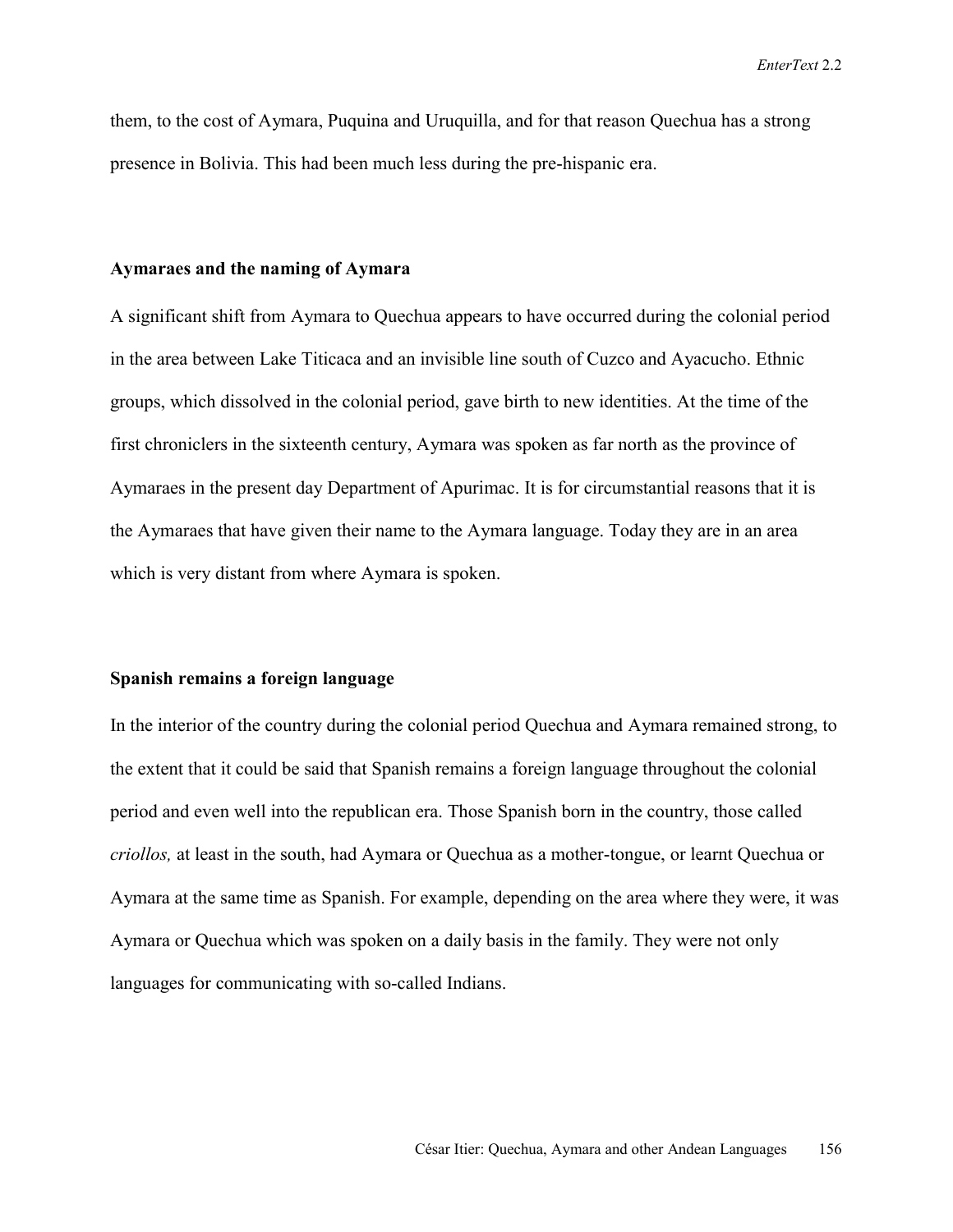them, to the cost of Aymara, Puquina and Uruquilla, and for that reason Quechua has a strong presence in Bolivia. This had been much less during the pre-hispanic era.

## Aymaraes and the naming of Aymara

A significant shift from Aymara to Quechua appears to have occurred during the colonial period in the area between Lake Titicaca and an invisible line south of Cuzco and Ayacucho. Ethnic groups, which dissolved in the colonial period, gave birth to new identities. At the time of the first chroniclers in the sixteenth century, Aymara was spoken as far north as the province of Aymaraes in the present day Department of Apurimac. It is for circumstantial reasons that it is the Aymaraes that have given their name to the Aymara language. Today they are in an area which is very distant from where Aymara is spoken.

## Spanish remains a foreign language

In the interior of the country during the colonial period Quechua and Aymara remained strong, to the extent that it could be said that Spanish remains a foreign language throughout the colonial period and even well into the republican era. Those Spanish born in the country, those called *criollos,* at least in the south, had Aymara or Quechua as a mother-tongue, or learnt Quechua or Aymara at the same time as Spanish. For example, depending on the area where they were, it was Aymara or Quechua which was spoken on a daily basis in the family. They were not only languages for communicating with so-called Indians.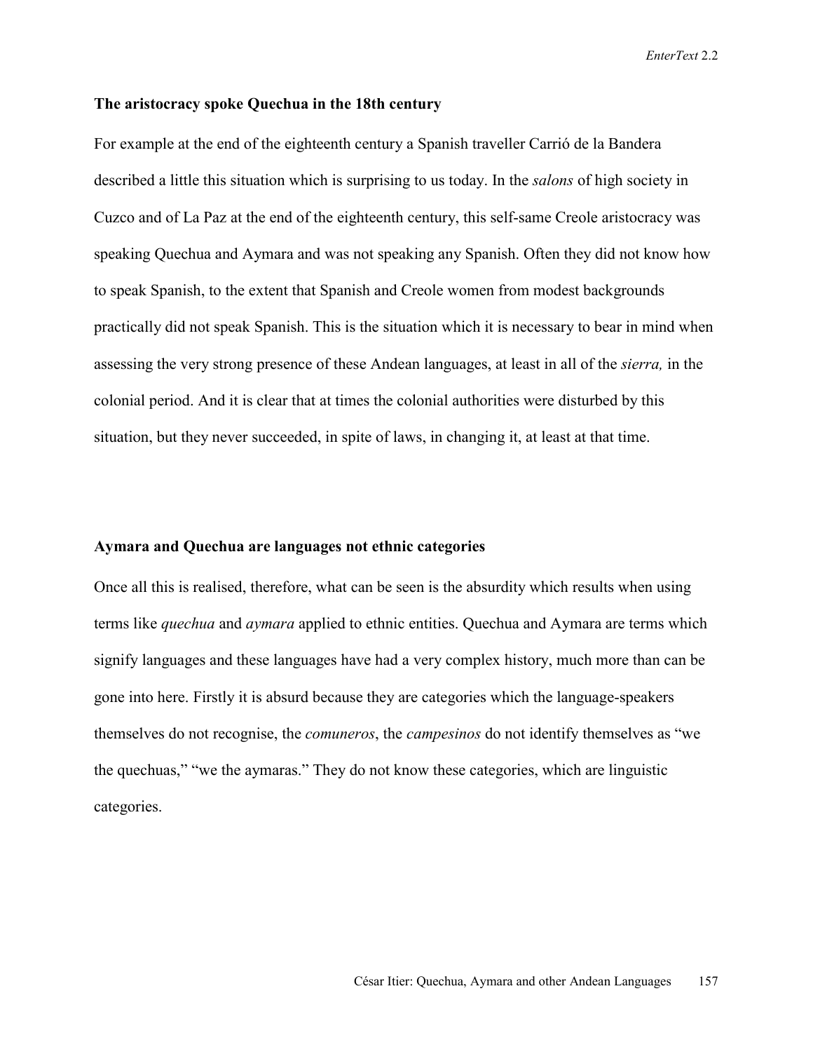### The aristocracy spoke Quechua in the 18th century

For example at the end of the eighteenth century a Spanish traveller Carrió de la Bandera described a little this situation which is surprising to us today. In the *salons* of high society in Cuzco and of La Paz at the end of the eighteenth century, this self-same Creole aristocracy was speaking Quechua and Aymara and was not speaking any Spanish. Often they did not know how to speak Spanish, to the extent that Spanish and Creole women from modest backgrounds practically did not speak Spanish. This is the situation which it is necessary to bear in mind when assessing the very strong presence of these Andean languages, at least in all of the *sierra,* in the colonial period. And it is clear that at times the colonial authorities were disturbed by this situation, but they never succeeded, in spite of laws, in changing it, at least at that time.

### Aymara and Quechua are languages not ethnic categories

Once all this is realised, therefore, what can be seen is the absurdity which results when using terms like *quechua* and *aymara* applied to ethnic entities. Quechua and Aymara are terms which signify languages and these languages have had a very complex history, much more than can be gone into here. Firstly it is absurd because they are categories which the language-speakers themselves do not recognise, the *comuneros*, the *campesinos* do not identify themselves as "we the quechuas," "we the aymaras." They do not know these categories, which are linguistic categories.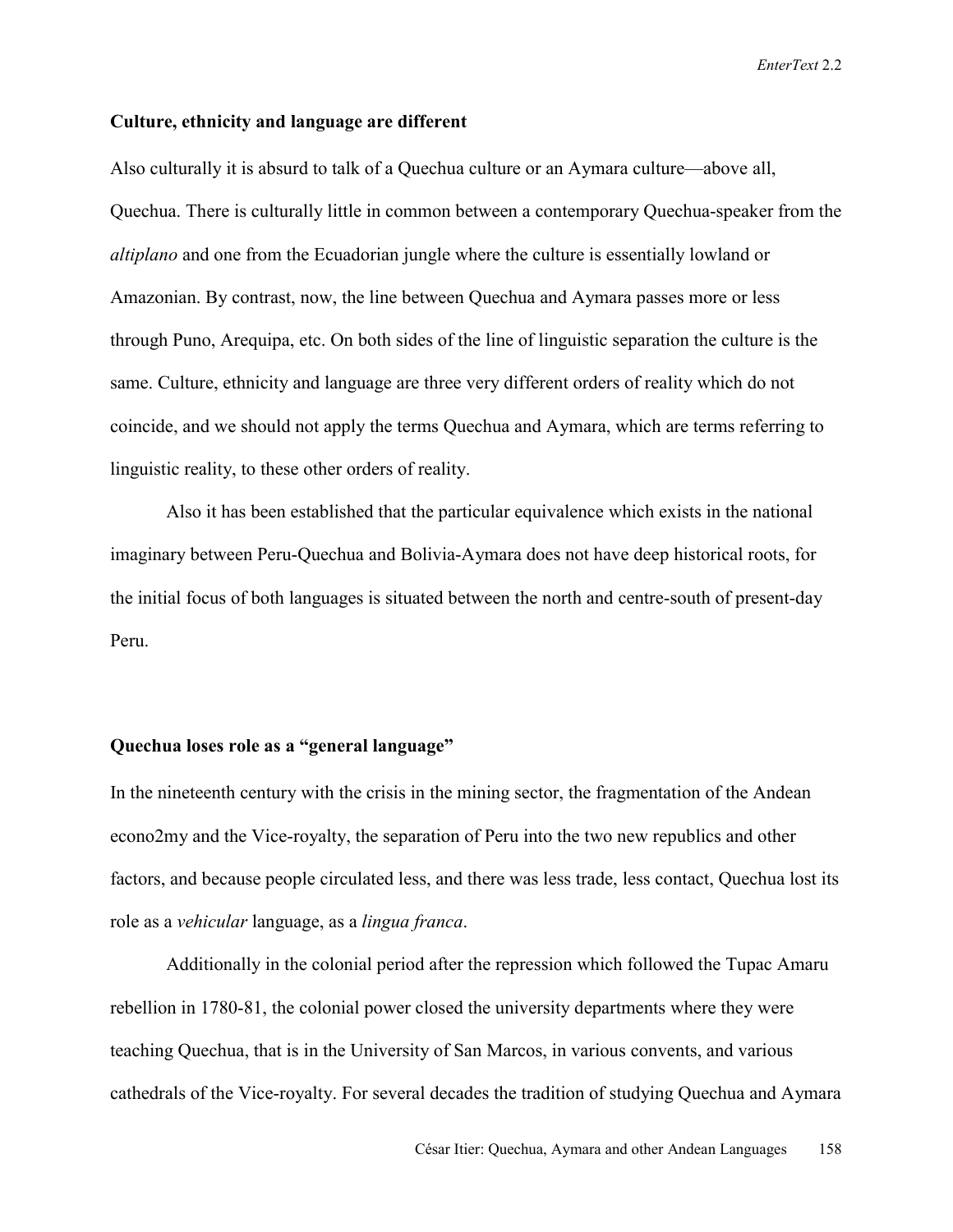### Culture, ethnicity and language are different

Also culturally it is absurd to talk of a Quechua culture or an Aymara culture—above all, Quechua. There is culturally little in common between a contemporary Quechua-speaker from the *altiplano* and one from the Ecuadorian jungle where the culture is essentially lowland or Amazonian. By contrast, now, the line between Quechua and Aymara passes more or less through Puno, Arequipa, etc. On both sides of the line of linguistic separation the culture is the same. Culture, ethnicity and language are three very different orders of reality which do not coincide, and we should not apply the terms Quechua and Aymara, which are terms referring to linguistic reality, to these other orders of reality.

Also it has been established that the particular equivalence which exists in the national imaginary between Peru-Quechua and Bolivia-Aymara does not have deep historical roots, for the initial focus of both languages is situated between the north and centre-south of present-day Peru.

### Quechua loses role as a "general language"

In the nineteenth century with the crisis in the mining sector, the fragmentation of the Andean econo2my and the Vice-royalty, the separation of Peru into the two new republics and other factors, and because people circulated less, and there was less trade, less contact, Quechua lost its role as a *vehicular* language, as a *lingua franca*.

Additionally in the colonial period after the repression which followed the Tupac Amaru rebellion in 1780-81, the colonial power closed the university departments where they were teaching Quechua, that is in the University of San Marcos, in various convents, and various cathedrals of the Vice-royalty. For several decades the tradition of studying Quechua and Aymara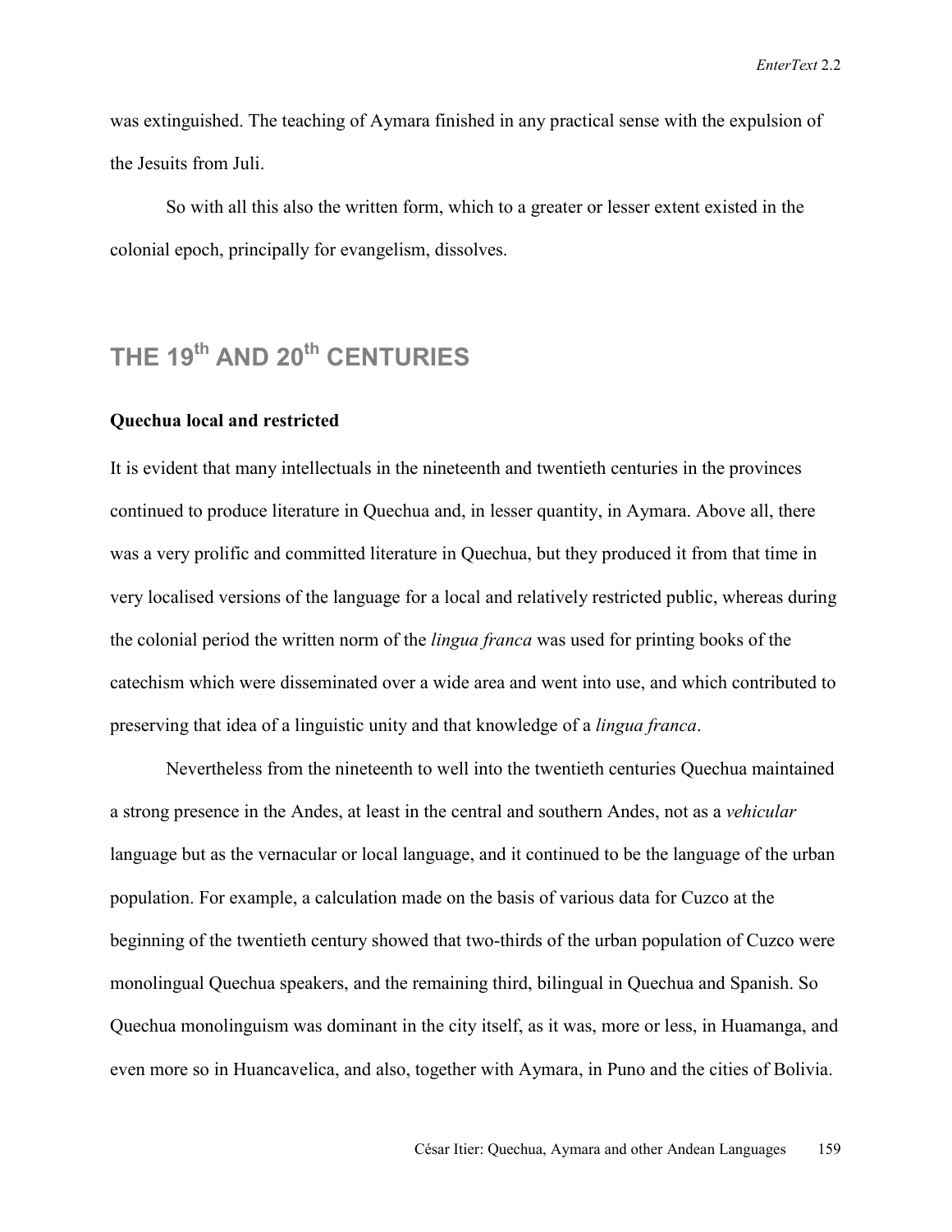was extinguished. The teaching of Aymara finished in any practical sense with the expulsion of the Jesuits from Juli.

So with all this also the written form, which to a greater or lesser extent existed in the colonial epoch, principally for evangelism, dissolves.

## THE 19th AND 20th CENTURIES

### Quechua local and restricted

It is evident that many intellectuals in the nineteenth and twentieth centuries in the provinces continued to produce literature in Quechua and, in lesser quantity, in Aymara. Above all, there was a very prolific and committed literature in Quechua, but they produced it from that time in very localised versions of the language for a local and relatively restricted public, whereas during the colonial period the written norm of the *lingua franca* was used for printing books of the catechism which were disseminated over a wide area and went into use, and which contributed to preserving that idea of a linguistic unity and that knowledge of a *lingua franca*.

Nevertheless from the nineteenth to well into the twentieth centuries Quechua maintained a strong presence in the Andes, at least in the central and southern Andes, not as a *vehicular* language but as the vernacular or local language, and it continued to be the language of the urban population. For example, a calculation made on the basis of various data for Cuzco at the beginning of the twentieth century showed that two-thirds of the urban population of Cuzco were monolingual Quechua speakers, and the remaining third, bilingual in Quechua and Spanish. So Quechua monolinguism was dominant in the city itself, as it was, more or less, in Huamanga, and even more so in Huancavelica, and also, together with Aymara, in Puno and the cities of Bolivia.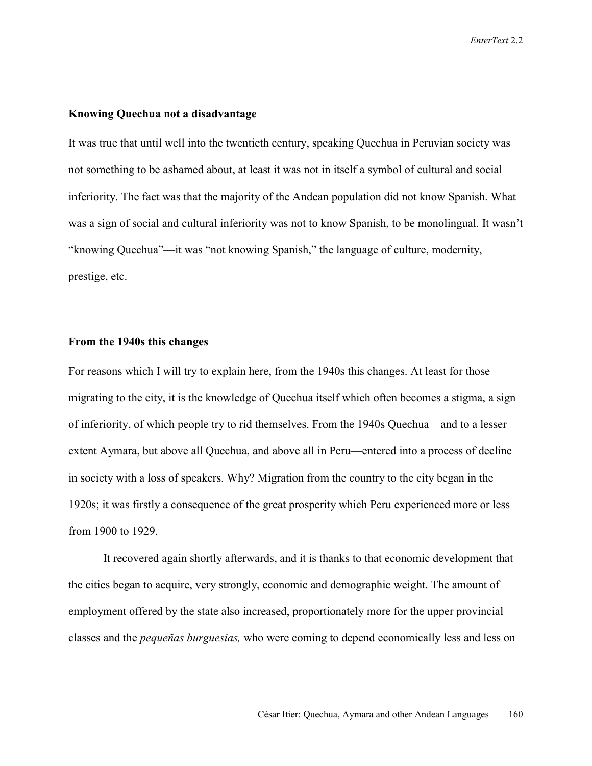**Knowing Quechua not a disadvantage**

It was true that until well into the twentieth century, speaking Quechua in Peruvian society was not something to be ashamed about, at least it was not in itself a symbol of cultural and social inferiority. The fact was that the majority of the Andean population did not know Spanish. What was a sign of social and cultural inferiority was not to know Spanish, to be monolingual. It wasn't "knowing Quechua"—it was "not knowing Spanish," the language of culture, modernity, prestige, etc.

**From the 1940s this changes**

For reasons which I will try to explain here, from the 1940s this changes. At least for those migrating to the city, it is the knowledge of Quechua itself which often becomes a stigma, a sign of inferiority, of which people try to rid themselves. From the 1940s Quechua—and to a lesser extent Aymara, but above all Quechua, and above all in Peru—entered into a process of decline in society with a loss of speakers. Why? Migration from the country to the city began in the 1920s; it was firstly a consequence of the great prosperity which Peru experienced more or less from 1900 to 1929.

It recovered again shortly afterwards, and it is thanks to that economic development that the cities began to acquire, very strongly, economic and demographic weight. The amount of employment offered by the state also increased, proportionately more for the upper provincial classes and the *pequeñas burguesias,* who were coming to depend economically less and less on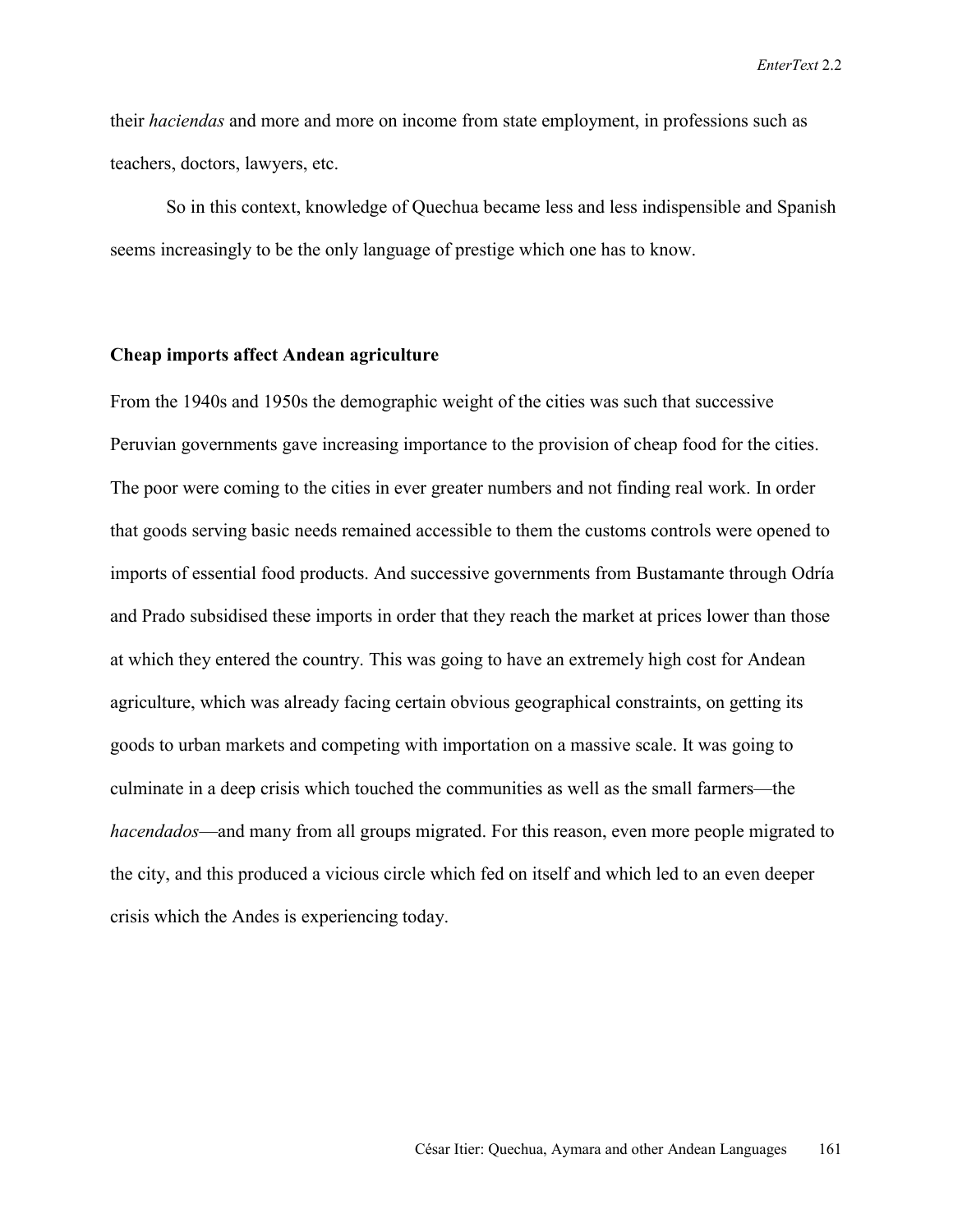their *haciendas* and more and more on income from state employment, in professions such as teachers, doctors, lawyers, etc.

So in this context, knowledge of Quechua became less and less indispensible and Spanish seems increasingly to be the only language of prestige which one has to know.

### Cheap imports affect Andean agriculture

From the 1940s and 1950s the demographic weight of the cities was such that successive Peruvian governments gave increasing importance to the provision of cheap food for the cities. The poor were coming to the cities in ever greater numbers and not finding real work. In order that goods serving basic needs remained accessible to them the customs controls were opened to imports of essential food products. And successive governments from Bustamante through Odría and Prado subsidised these imports in order that they reach the market at prices lower than those at which they entered the country. This was going to have an extremely high cost for Andean agriculture, which was already facing certain obvious geographical constraints, on getting its goods to urban markets and competing with importation on a massive scale. It was going to culminate in a deep crisis which touched the communities as well as the small farmers—the *hacendados*—and many from all groups migrated. For this reason, even more people migrated to the city, and this produced a vicious circle which fed on itself and which led to an even deeper crisis which the Andes is experiencing today.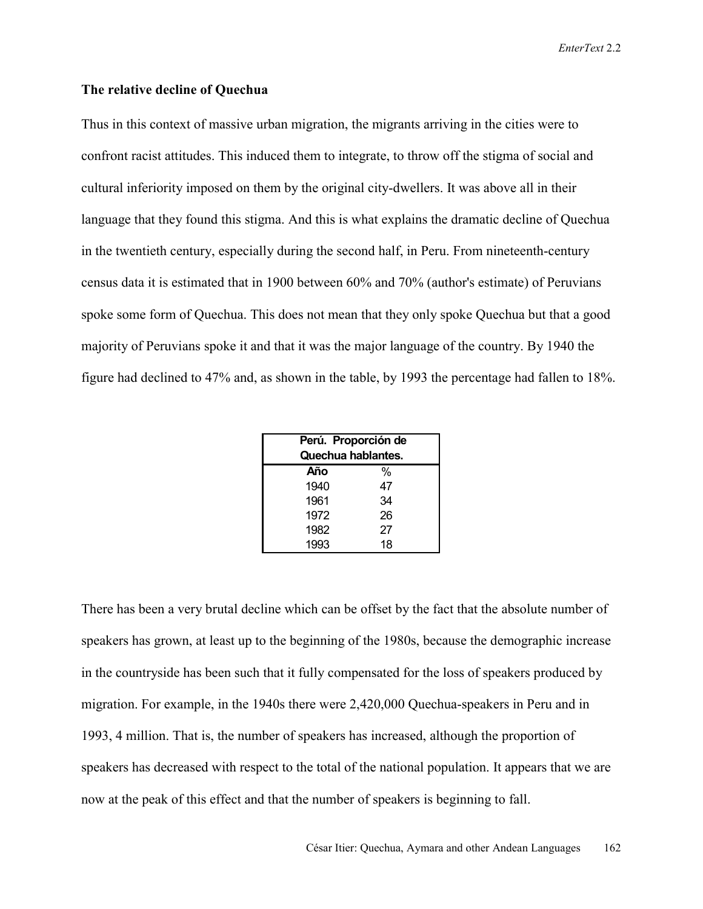### The relative decline of Quechua

Thus in this context of massive urban migration, the migrants arriving in the cities were to confront racist attitudes. This induced them to integrate, to throw off the stigma of social and cultural inferiority imposed on them by the original city-dwellers. It was above all in their language that they found this stigma. And this is what explains the dramatic decline of Quechua in the twentieth century, especially during the second half, in Peru. From nineteenth-century census data it is estimated that in 1900 between 60% and 70% (author's estimate) of Peruvians spoke some form of Quechua. This does not mean that they only spoke Quechua but that a good majority of Peruvians spoke it and that it was the major language of the country. By 1940 the figure had declined to 47% and, as shown in the table, by 1993 the percentage had fallen to 18%.

| Perú. Proporción de Quechua hablantes. | |
|---|---|
| **Año** | % |
| 1940 | 47 |
| 1961 | 34 |
| 1972 | 26 |
| 1982 | 27 |
| 1993 | 18 |

There has been a very brutal decline which can be offset by the fact that the absolute number of speakers has grown, at least up to the beginning of the 1980s, because the demographic increase in the countryside has been such that it fully compensated for the loss of speakers produced by migration. For example, in the 1940s there were 2,420,000 Quechua-speakers in Peru and in 1993, 4 million. That is, the number of speakers has increased, although the proportion of speakers has decreased with respect to the total of the national population. It appears that we are now at the peak of this effect and that the number of speakers is beginning to fall.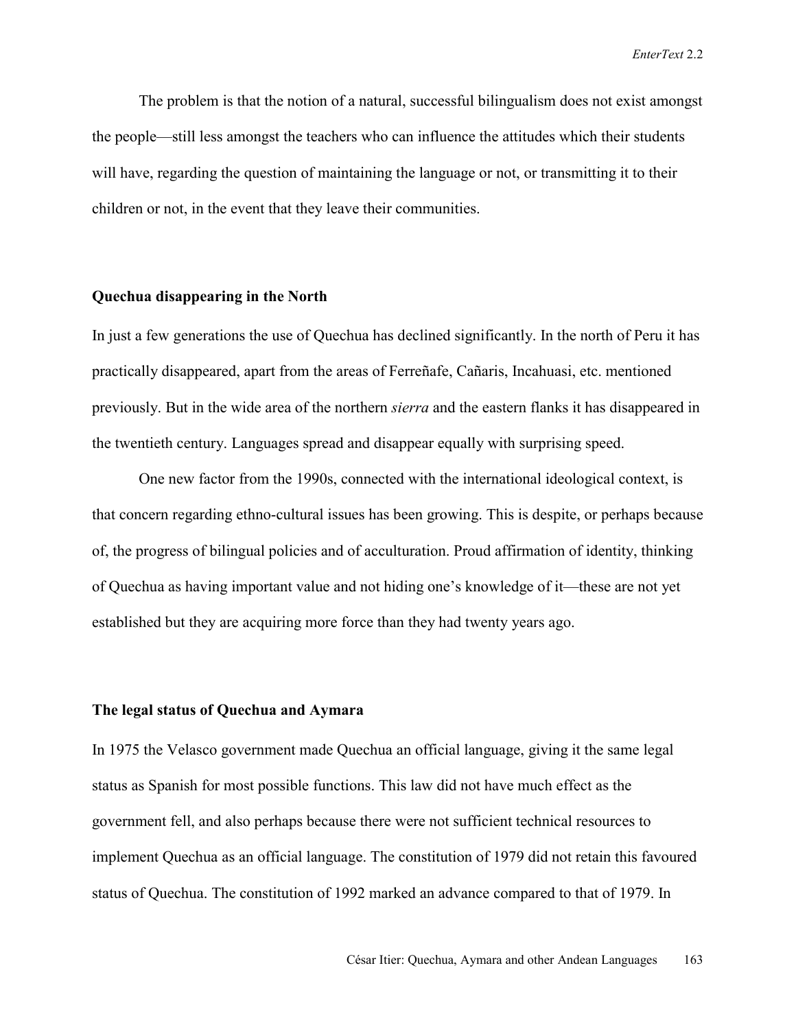The problem is that the notion of a natural, successful bilingualism does not exist amongst the people—still less amongst the teachers who can influence the attitudes which their students will have, regarding the question of maintaining the language or not, or transmitting it to their children or not, in the event that they leave their communities.

### Quechua disappearing in the North

In just a few generations the use of Quechua has declined significantly. In the north of Peru it has practically disappeared, apart from the areas of Ferreñafe, Cañaris, Incahuasi, etc. mentioned previously. But in the wide area of the northern *sierra* and the eastern flanks it has disappeared in the twentieth century. Languages spread and disappear equally with surprising speed.

One new factor from the 1990s, connected with the international ideological context, is that concern regarding ethno-cultural issues has been growing. This is despite, or perhaps because of, the progress of bilingual policies and of acculturation. Proud affirmation of identity, thinking of Quechua as having important value and not hiding one's knowledge of it—these are not yet established but they are acquiring more force than they had twenty years ago.

### The legal status of Quechua and Aymara

In 1975 the Velasco government made Quechua an official language, giving it the same legal status as Spanish for most possible functions. This law did not have much effect as the government fell, and also perhaps because there were not sufficient technical resources to implement Quechua as an official language. The constitution of 1979 did not retain this favoured status of Quechua. The constitution of 1992 marked an advance compared to that of 1979. In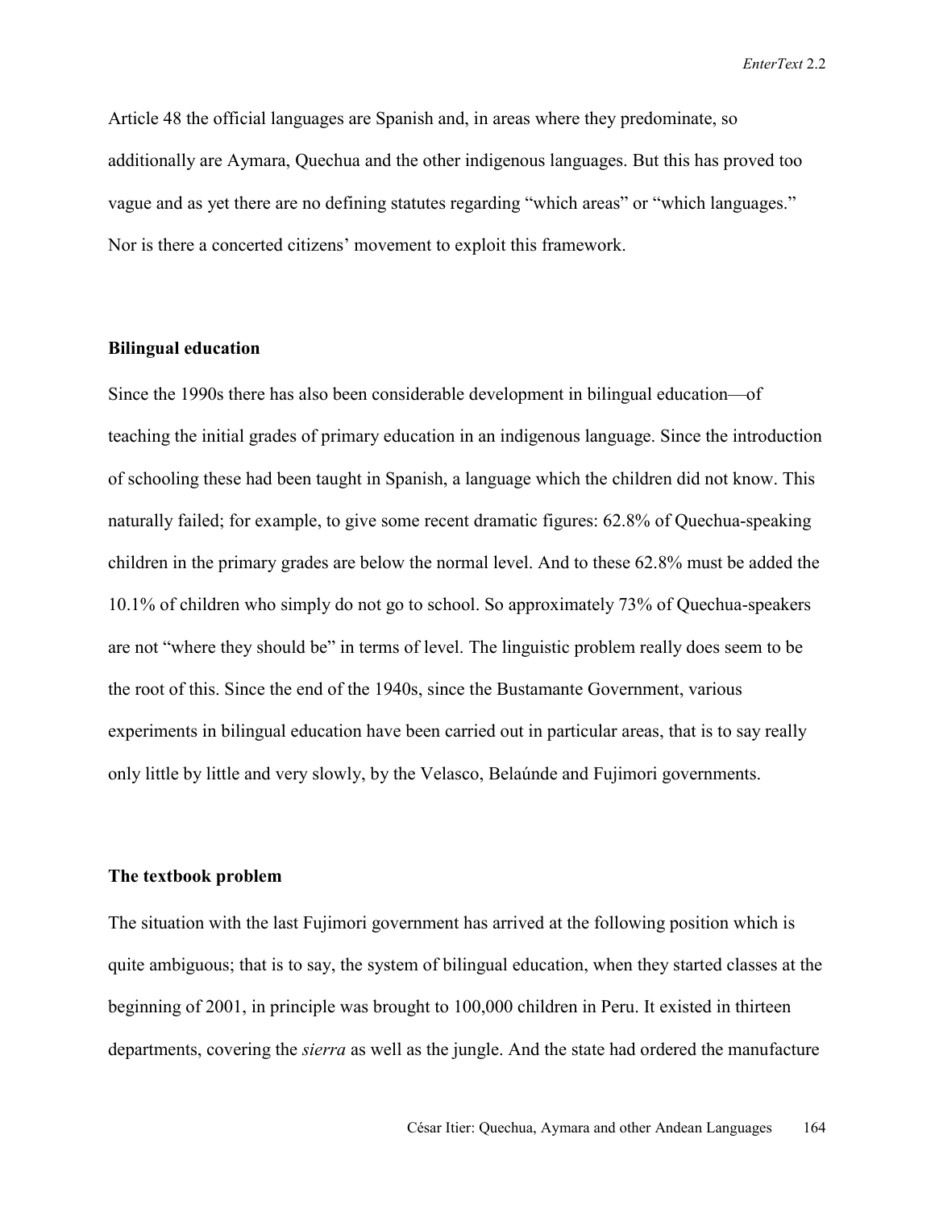Article 48 the official languages are Spanish and, in areas where they predominate, so additionally are Aymara, Quechua and the other indigenous languages. But this has proved too vague and as yet there are no defining statutes regarding "which areas" or "which languages." Nor is there a concerted citizens' movement to exploit this framework.

**Bilingual education**

Since the 1990s there has also been considerable development in bilingual education—of teaching the initial grades of primary education in an indigenous language. Since the introduction of schooling these had been taught in Spanish, a language which the children did not know. This naturally failed; for example, to give some recent dramatic figures: 62.8% of Quechua-speaking children in the primary grades are below the normal level. And to these 62.8% must be added the 10.1% of children who simply do not go to school. So approximately 73% of Quechua-speakers are not "where they should be" in terms of level. The linguistic problem really does seem to be the root of this. Since the end of the 1940s, since the Bustamante Government, various experiments in bilingual education have been carried out in particular areas, that is to say really only little by little and very slowly, by the Velasco, Belaúnde and Fujimori governments.

**The textbook problem**

The situation with the last Fujimori government has arrived at the following position which is quite ambiguous; that is to say, the system of bilingual education, when they started classes at the beginning of 2001, in principle was brought to 100,000 children in Peru. It existed in thirteen departments, covering the *sierra* as well as the jungle. And the state had ordered the manufacture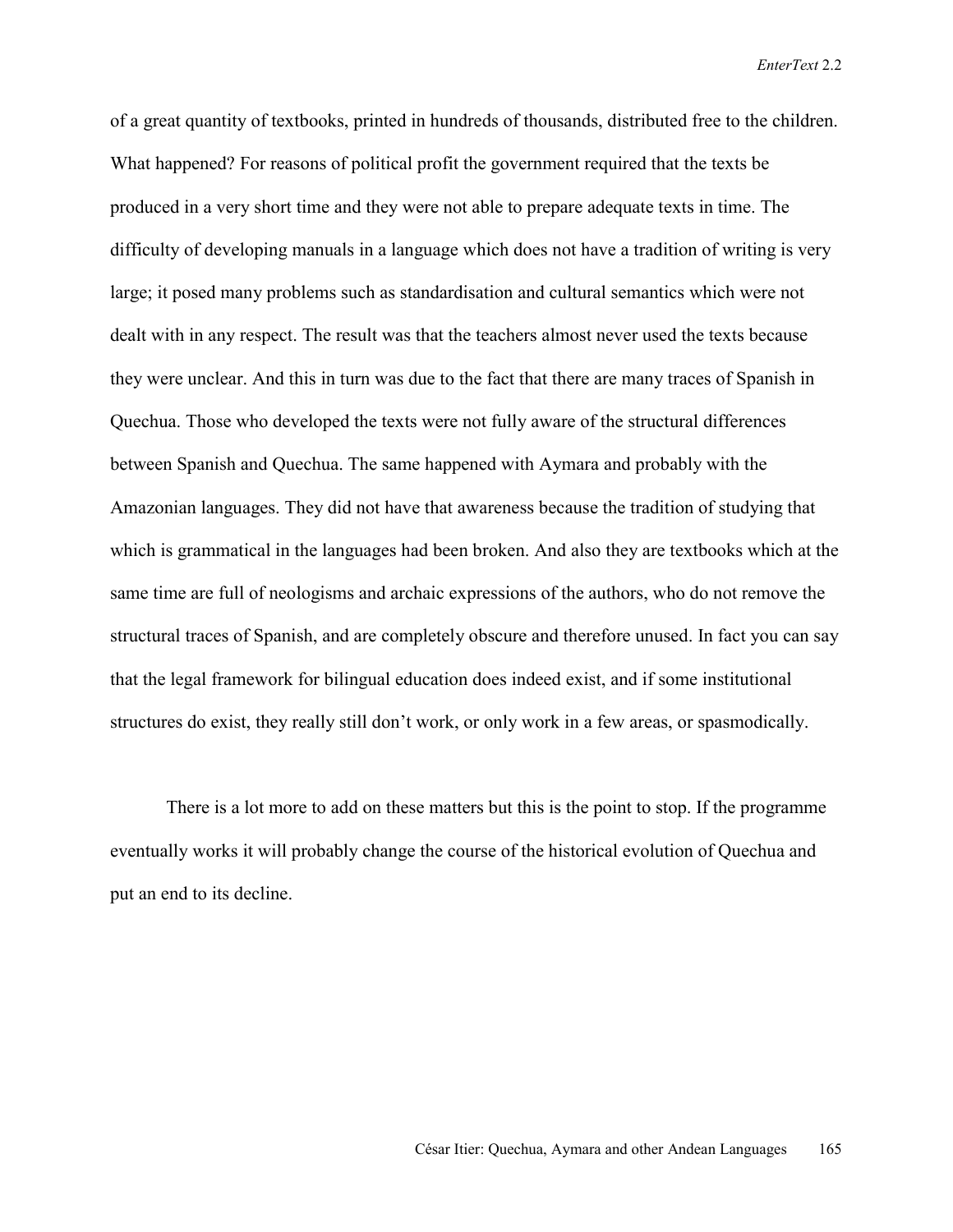of a great quantity of textbooks, printed in hundreds of thousands, distributed free to the children. What happened? For reasons of political profit the government required that the texts be produced in a very short time and they were not able to prepare adequate texts in time. The difficulty of developing manuals in a language which does not have a tradition of writing is very large; it posed many problems such as standardisation and cultural semantics which were not dealt with in any respect. The result was that the teachers almost never used the texts because they were unclear. And this in turn was due to the fact that there are many traces of Spanish in Quechua. Those who developed the texts were not fully aware of the structural differences between Spanish and Quechua. The same happened with Aymara and probably with the Amazonian languages. They did not have that awareness because the tradition of studying that which is grammatical in the languages had been broken. And also they are textbooks which at the same time are full of neologisms and archaic expressions of the authors, who do not remove the structural traces of Spanish, and are completely obscure and therefore unused. In fact you can say that the legal framework for bilingual education does indeed exist, and if some institutional structures do exist, they really still don't work, or only work in a few areas, or spasmodically.

There is a lot more to add on these matters but this is the point to stop. If the programme eventually works it will probably change the course of the historical evolution of Quechua and put an end to its decline.